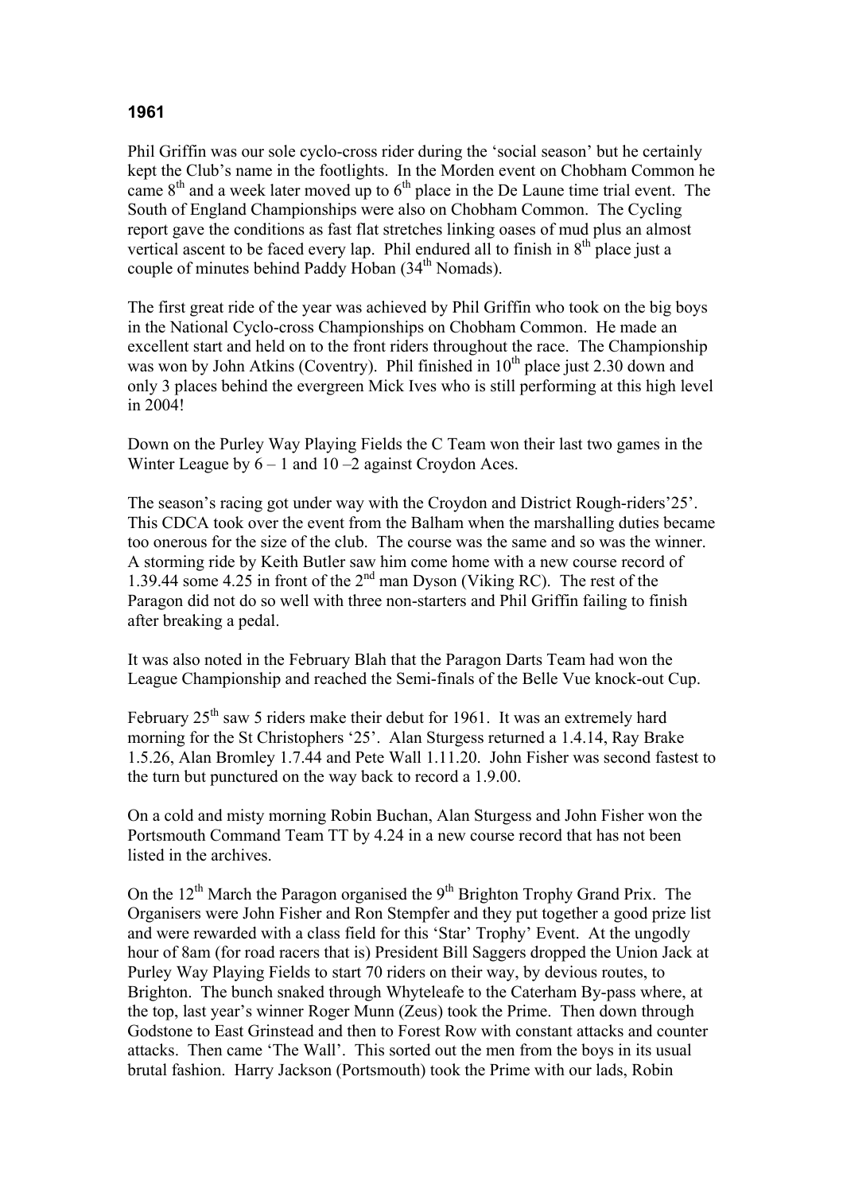## 1961

Phil Griffin was our sole cyclo-cross rider during the 'social season' but he certainly kept the Club's name in the footlights. In the Morden event on Chobham Common he came 8th and a week later moved up to 6th place in the De Laune time trial event. The South of England Championships were also on Chobham Common. The Cycling report gave the conditions as fast flat stretches linking oases of mud plus an almost vertical ascent to be faced every lap. Phil endured all to finish in 8th place just a couple of minutes behind Paddy Hoban (34th Nomads).

The first great ride of the year was achieved by Phil Griffin who took on the big boys in the National Cyclo-cross Championships on Chobham Common. He made an excellent start and held on to the front riders throughout the race. The Championship was won by John Atkins (Coventry). Phil finished in 10th place just 2.30 down and only 3 places behind the evergreen Mick Ives who is still performing at this high level in 2004!

Down on the Purley Way Playing Fields the C Team won their last two games in the Winter League by 6 – 1 and 10 –2 against Croydon Aces.

The season's racing got under way with the Croydon and District Rough-riders'25'. This CDCA took over the event from the Balham when the marshalling duties became too onerous for the size of the club. The course was the same and so was the winner. A storming ride by Keith Butler saw him come home with a new course record of 1.39.44 some 4.25 in front of the 2nd man Dyson (Viking RC). The rest of the Paragon did not do so well with three non-starters and Phil Griffin failing to finish after breaking a pedal.

It was also noted in the February Blah that the Paragon Darts Team had won the League Championship and reached the Semi-finals of the Belle Vue knock-out Cup.

February 25th saw 5 riders make their debut for 1961. It was an extremely hard morning for the St Christophers '25'. Alan Sturgess returned a 1.4.14, Ray Brake 1.5.26, Alan Bromley 1.7.44 and Pete Wall 1.11.20. John Fisher was second fastest to the turn but punctured on the way back to record a 1.9.00.

On a cold and misty morning Robin Buchan, Alan Sturgess and John Fisher won the Portsmouth Command Team TT by 4.24 in a new course record that has not been listed in the archives.

On the 12th March the Paragon organised the 9th Brighton Trophy Grand Prix. The Organisers were John Fisher and Ron Stempfer and they put together a good prize list and were rewarded with a class field for this 'Star' Trophy' Event. At the ungodly hour of 8am (for road racers that is) President Bill Saggers dropped the Union Jack at Purley Way Playing Fields to start 70 riders on their way, by devious routes, to Brighton. The bunch snaked through Whyteleafe to the Caterham By-pass where, at the top, last year's winner Roger Munn (Zeus) took the Prime. Then down through Godstone to East Grinstead and then to Forest Row with constant attacks and counter attacks. Then came 'The Wall'. This sorted out the men from the boys in its usual brutal fashion. Harry Jackson (Portsmouth) took the Prime with our lads, Robin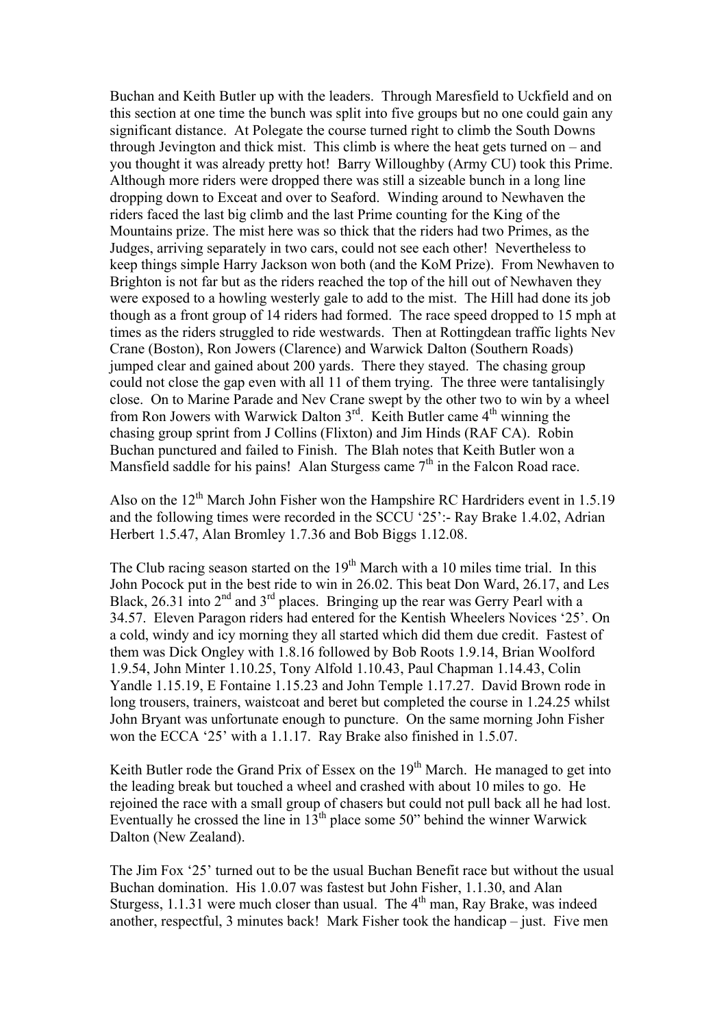Buchan and Keith Butler up with the leaders. Through Maresfield to Uckfield and on this section at one time the bunch was split into five groups but no one could gain any significant distance. At Polegate the course turned right to climb the South Downs through Jevington and thick mist. This climb is where the heat gets turned on – and you thought it was already pretty hot! Barry Willoughby (Army CU) took this Prime. Although more riders were dropped there was still a sizeable bunch in a long line dropping down to Exceat and over to Seaford. Winding around to Newhaven the riders faced the last big climb and the last Prime counting for the King of the Mountains prize. The mist here was so thick that the riders had two Primes, as the Judges, arriving separately in two cars, could not see each other! Nevertheless to keep things simple Harry Jackson won both (and the KoM Prize). From Newhaven to Brighton is not far but as the riders reached the top of the hill out of Newhaven they were exposed to a howling westerly gale to add to the mist. The Hill had done its job though as a front group of 14 riders had formed. The race speed dropped to 15 mph at times as the riders struggled to ride westwards. Then at Rottingdean traffic lights Nev Crane (Boston), Ron Jowers (Clarence) and Warwick Dalton (Southern Roads) jumped clear and gained about 200 yards. There they stayed. The chasing group could not close the gap even with all 11 of them trying. The three were tantalisingly close. On to Marine Parade and Nev Crane swept by the other two to win by a wheel from Ron Jowers with Warwick Dalton 3rd. Keith Butler came 4th winning the chasing group sprint from J Collins (Flixton) and Jim Hinds (RAF CA). Robin Buchan punctured and failed to Finish. The Blah notes that Keith Butler won a Mansfield saddle for his pains! Alan Sturgess came 7th in the Falcon Road race.

Also on the 12th March John Fisher won the Hampshire RC Hardriders event in 1.5.19 and the following times were recorded in the SCCU '25':- Ray Brake 1.4.02, Adrian Herbert 1.5.47, Alan Bromley 1.7.36 and Bob Biggs 1.12.08.

The Club racing season started on the 19th March with a 10 miles time trial. In this John Pocock put in the best ride to win in 26.02. This beat Don Ward, 26.17, and Les Black, 26.31 into 2nd and 3rd places. Bringing up the rear was Gerry Pearl with a 34.57. Eleven Paragon riders had entered for the Kentish Wheelers Novices '25'. On a cold, windy and icy morning they all started which did them due credit. Fastest of them was Dick Ongley with 1.8.16 followed by Bob Roots 1.9.14, Brian Woolford 1.9.54, John Minter 1.10.25, Tony Alfold 1.10.43, Paul Chapman 1.14.43, Colin Yandle 1.15.19, E Fontaine 1.15.23 and John Temple 1.17.27. David Brown rode in long trousers, trainers, waistcoat and beret but completed the course in 1.24.25 whilst John Bryant was unfortunate enough to puncture. On the same morning John Fisher won the ECCA '25' with a 1.1.17. Ray Brake also finished in 1.5.07.

Keith Butler rode the Grand Prix of Essex on the 19th March. He managed to get into the leading break but touched a wheel and crashed with about 10 miles to go. He rejoined the race with a small group of chasers but could not pull back all he had lost. Eventually he crossed the line in 13th place some 50" behind the winner Warwick Dalton (New Zealand).

The Jim Fox '25' turned out to be the usual Buchan Benefit race but without the usual Buchan domination. His 1.0.07 was fastest but John Fisher, 1.1.30, and Alan Sturgess, 1.1.31 were much closer than usual. The 4th man, Ray Brake, was indeed another, respectful, 3 minutes back! Mark Fisher took the handicap – just. Five men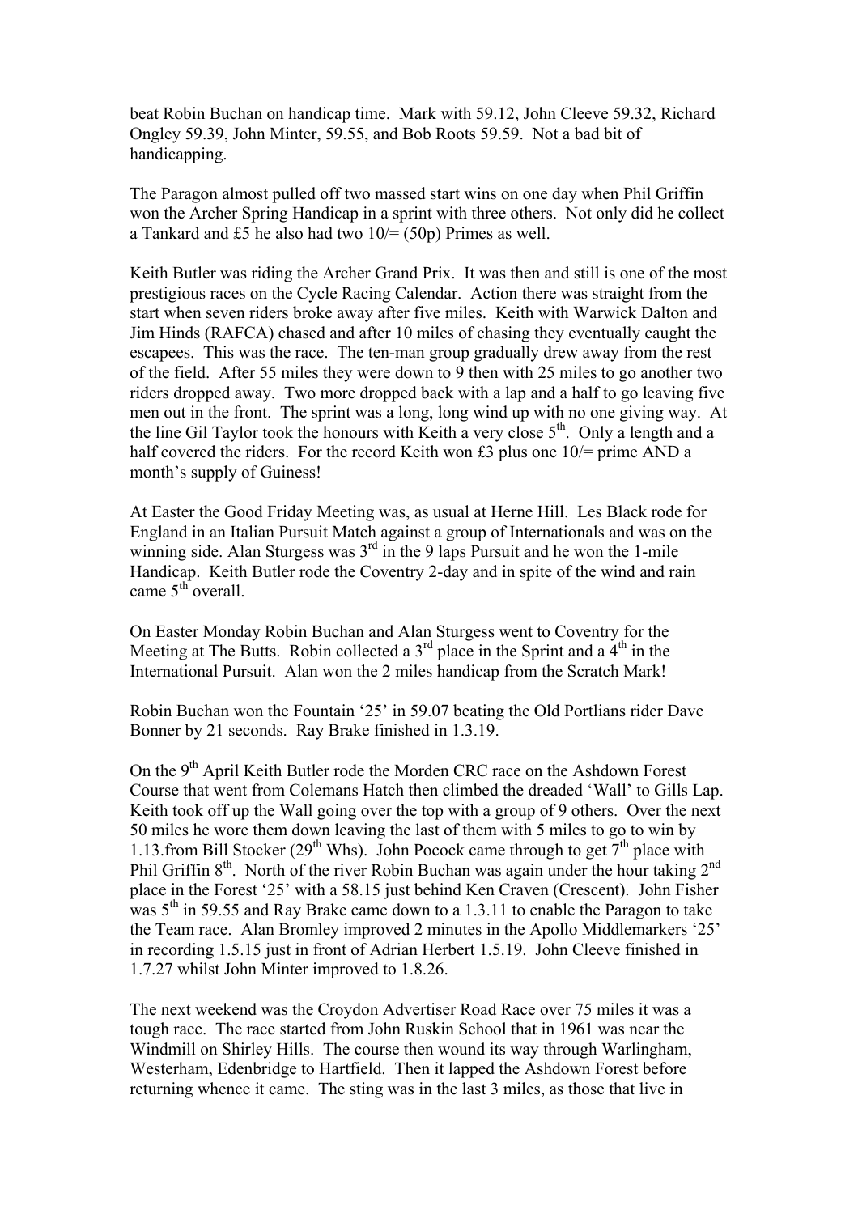beat Robin Buchan on handicap time. Mark with 59.12, John Cleeve 59.32, Richard Ongley 59.39, John Minter, 59.55, and Bob Roots 59.59. Not a bad bit of handicapping.

The Paragon almost pulled off two massed start wins on one day when Phil Griffin won the Archer Spring Handicap in a sprint with three others. Not only did he collect a Tankard and £5 he also had two 10/= (50p) Primes as well.

Keith Butler was riding the Archer Grand Prix. It was then and still is one of the most prestigious races on the Cycle Racing Calendar. Action there was straight from the start when seven riders broke away after five miles. Keith with Warwick Dalton and Jim Hinds (RAFCA) chased and after 10 miles of chasing they eventually caught the escapees. This was the race. The ten-man group gradually drew away from the rest of the field. After 55 miles they were down to 9 then with 25 miles to go another two riders dropped away. Two more dropped back with a lap and a half to go leaving five men out in the front. The sprint was a long, long wind up with no one giving way. At the line Gil Taylor took the honours with Keith a very close 5th. Only a length and a half covered the riders. For the record Keith won £3 plus one 10/= prime AND a month's supply of Guiness!

At Easter the Good Friday Meeting was, as usual at Herne Hill. Les Black rode for England in an Italian Pursuit Match against a group of Internationals and was on the winning side. Alan Sturgess was 3rd in the 9 laps Pursuit and he won the 1-mile Handicap. Keith Butler rode the Coventry 2-day and in spite of the wind and rain came 5th overall.

On Easter Monday Robin Buchan and Alan Sturgess went to Coventry for the Meeting at The Butts. Robin collected a 3rd place in the Sprint and a 4th in the International Pursuit. Alan won the 2 miles handicap from the Scratch Mark!

Robin Buchan won the Fountain '25' in 59.07 beating the Old Portlians rider Dave Bonner by 21 seconds. Ray Brake finished in 1.3.19.

On the 9th April Keith Butler rode the Morden CRC race on the Ashdown Forest Course that went from Colemans Hatch then climbed the dreaded 'Wall' to Gills Lap. Keith took off up the Wall going over the top with a group of 9 others. Over the next 50 miles he wore them down leaving the last of them with 5 miles to go to win by 1.13.from Bill Stocker (29th Whs). John Pocock came through to get 7th place with Phil Griffin 8th. North of the river Robin Buchan was again under the hour taking 2nd place in the Forest '25' with a 58.15 just behind Ken Craven (Crescent). John Fisher was 5th in 59.55 and Ray Brake came down to a 1.3.11 to enable the Paragon to take the Team race. Alan Bromley improved 2 minutes in the Apollo Middlemarkers '25' in recording 1.5.15 just in front of Adrian Herbert 1.5.19. John Cleeve finished in 1.7.27 whilst John Minter improved to 1.8.26.

The next weekend was the Croydon Advertiser Road Race over 75 miles it was a tough race. The race started from John Ruskin School that in 1961 was near the Windmill on Shirley Hills. The course then wound its way through Warlingham, Westerham, Edenbridge to Hartfield. Then it lapped the Ashdown Forest before returning whence it came. The sting was in the last 3 miles, as those that live in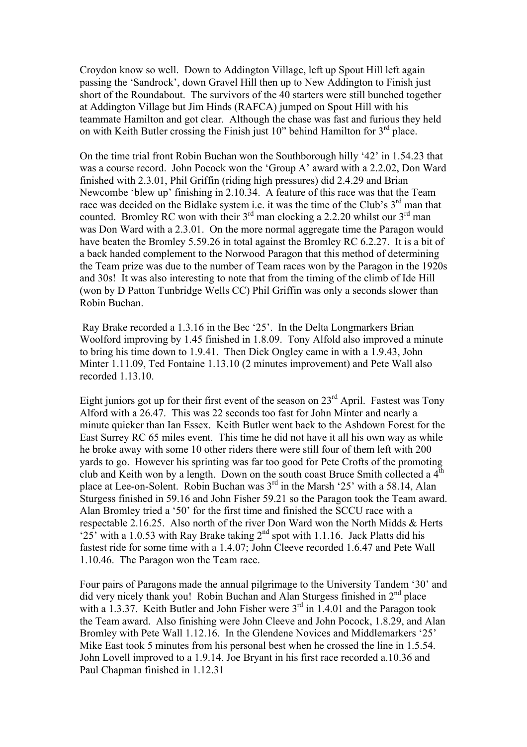Croydon know so well. Down to Addington Village, left up Spout Hill left again passing the 'Sandrock', down Gravel Hill then up to New Addington to Finish just short of the Roundabout. The survivors of the 40 starters were still bunched together at Addington Village but Jim Hinds (RAFCA) jumped on Spout Hill with his teammate Hamilton and got clear. Although the chase was fast and furious they held on with Keith Butler crossing the Finish just 10" behind Hamilton for 3rd place.

On the time trial front Robin Buchan won the Southborough hilly '42' in 1.54.23 that was a course record. John Pocock won the 'Group A' award with a 2.2.02, Don Ward finished with 2.3.01, Phil Griffin (riding high pressures) did 2.4.29 and Brian Newcombe 'blew up' finishing in 2.10.34. A feature of this race was that the Team race was decided on the Bidlake system i.e. it was the time of the Club's 3rd man that counted. Bromley RC won with their 3rd man clocking a 2.2.20 whilst our 3rd man was Don Ward with a 2.3.01. On the more normal aggregate time the Paragon would have beaten the Bromley 5.59.26 in total against the Bromley RC 6.2.27. It is a bit of a back handed complement to the Norwood Paragon that this method of determining the Team prize was due to the number of Team races won by the Paragon in the 1920s and 30s! It was also interesting to note that from the timing of the climb of Ide Hill (won by D Patton Tunbridge Wells CC) Phil Griffin was only a seconds slower than Robin Buchan.

Ray Brake recorded a 1.3.16 in the Bec '25'. In the Delta Longmarkers Brian Woolford improving by 1.45 finished in 1.8.09. Tony Alfold also improved a minute to bring his time down to 1.9.41. Then Dick Ongley came in with a 1.9.43, John Minter 1.11.09, Ted Fontaine 1.13.10 (2 minutes improvement) and Pete Wall also recorded 1.13.10.

Eight juniors got up for their first event of the season on 23rd April. Fastest was Tony Alford with a 26.47. This was 22 seconds too fast for John Minter and nearly a minute quicker than Ian Essex. Keith Butler went back to the Ashdown Forest for the East Surrey RC 65 miles event. This time he did not have it all his own way as while he broke away with some 10 other riders there were still four of them left with 200 yards to go. However his sprinting was far too good for Pete Crofts of the promoting club and Keith won by a length. Down on the south coast Bruce Smith collected a 4th place at Lee-on-Solent. Robin Buchan was 3rd in the Marsh '25' with a 58.14, Alan Sturgess finished in 59.16 and John Fisher 59.21 so the Paragon took the Team award. Alan Bromley tried a '50' for the first time and finished the SCCU race with a respectable 2.16.25. Also north of the river Don Ward won the North Midds & Herts '25' with a 1.0.53 with Ray Brake taking 2nd spot with 1.1.16. Jack Platts did his fastest ride for some time with a 1.4.07; John Cleeve recorded 1.6.47 and Pete Wall 1.10.46. The Paragon won the Team race.

Four pairs of Paragons made the annual pilgrimage to the University Tandem '30' and did very nicely thank you! Robin Buchan and Alan Sturgess finished in 2nd place with a 1.3.37. Keith Butler and John Fisher were 3rd in 1.4.01 and the Paragon took the Team award. Also finishing were John Cleeve and John Pocock, 1.8.29, and Alan Bromley with Pete Wall 1.12.16. In the Glendene Novices and Middlemarkers '25' Mike East took 5 minutes from his personal best when he crossed the line in 1.5.54. John Lovell improved to a 1.9.14. Joe Bryant in his first race recorded a.10.36 and Paul Chapman finished in 1.12.31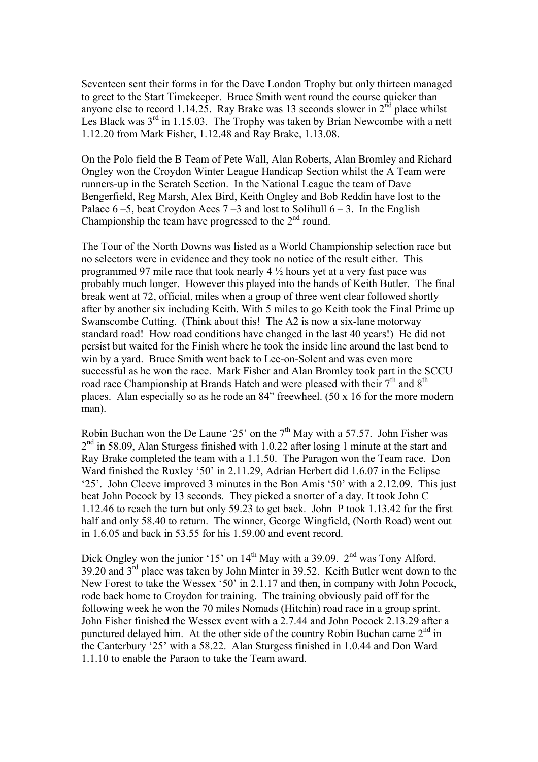Seventeen sent their forms in for the Dave London Trophy but only thirteen managed to greet to the Start Timekeeper. Bruce Smith went round the course quicker than anyone else to record 1.14.25. Ray Brake was 13 seconds slower in 2nd place whilst Les Black was 3rd in 1.15.03. The Trophy was taken by Brian Newcombe with a nett 1.12.20 from Mark Fisher, 1.12.48 and Ray Brake, 1.13.08.

On the Polo field the B Team of Pete Wall, Alan Roberts, Alan Bromley and Richard Ongley won the Croydon Winter League Handicap Section whilst the A Team were runners-up in the Scratch Section. In the National League the team of Dave Bengerfield, Reg Marsh, Alex Bird, Keith Ongley and Bob Reddin have lost to the Palace 6 –5, beat Croydon Aces 7 –3 and lost to Solihull 6 – 3. In the English Championship the team have progressed to the 2nd round.

The Tour of the North Downs was listed as a World Championship selection race but no selectors were in evidence and they took no notice of the result either. This programmed 97 mile race that took nearly 4 ½ hours yet at a very fast pace was probably much longer. However this played into the hands of Keith Butler. The final break went at 72, official, miles when a group of three went clear followed shortly after by another six including Keith. With 5 miles to go Keith took the Final Prime up Swanscombe Cutting. (Think about this! The A2 is now a six-lane motorway standard road! How road conditions have changed in the last 40 years!) He did not persist but waited for the Finish where he took the inside line around the last bend to win by a yard. Bruce Smith went back to Lee-on-Solent and was even more successful as he won the race. Mark Fisher and Alan Bromley took part in the SCCU road race Championship at Brands Hatch and were pleased with their 7th and 8th places. Alan especially so as he rode an 84" freewheel. (50 x 16 for the more modern man).

Robin Buchan won the De Laune '25' on the 7th May with a 57.57. John Fisher was 2nd in 58.09, Alan Sturgess finished with 1.0.22 after losing 1 minute at the start and Ray Brake completed the team with a 1.1.50. The Paragon won the Team race. Don Ward finished the Ruxley '50' in 2.11.29, Adrian Herbert did 1.6.07 in the Eclipse '25'. John Cleeve improved 3 minutes in the Bon Amis '50' with a 2.12.09. This just beat John Pocock by 13 seconds. They picked a snorter of a day. It took John C 1.12.46 to reach the turn but only 59.23 to get back. John P took 1.13.42 for the first half and only 58.40 to return. The winner, George Wingfield, (North Road) went out in 1.6.05 and back in 53.55 for his 1.59.00 and event record.

Dick Ongley won the junior '15' on 14th May with a 39.09. 2nd was Tony Alford, 39.20 and 3rd place was taken by John Minter in 39.52. Keith Butler went down to the New Forest to take the Wessex '50' in 2.1.17 and then, in company with John Pocock, rode back home to Croydon for training. The training obviously paid off for the following week he won the 70 miles Nomads (Hitchin) road race in a group sprint. John Fisher finished the Wessex event with a 2.7.44 and John Pocock 2.13.29 after a punctured delayed him. At the other side of the country Robin Buchan came 2nd in the Canterbury '25' with a 58.22. Alan Sturgess finished in 1.0.44 and Don Ward 1.1.10 to enable the Paraon to take the Team award.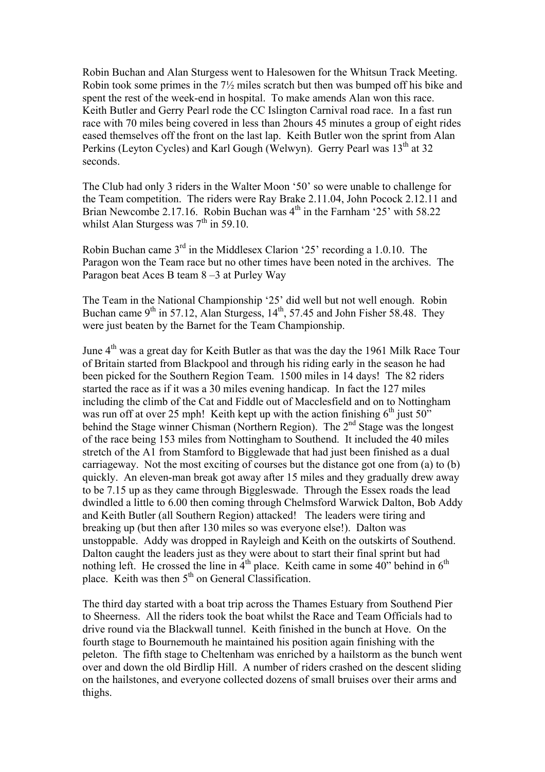Robin Buchan and Alan Sturgess went to Halesowen for the Whitsun Track Meeting. Robin took some primes in the 7½ miles scratch but then was bumped off his bike and spent the rest of the week-end in hospital. To make amends Alan won this race. Keith Butler and Gerry Pearl rode the CC Islington Carnival road race. In a fast run race with 70 miles being covered in less than 2hours 45 minutes a group of eight rides eased themselves off the front on the last lap. Keith Butler won the sprint from Alan Perkins (Leyton Cycles) and Karl Gough (Welwyn). Gerry Pearl was 13th at 32 seconds.

The Club had only 3 riders in the Walter Moon '50' so were unable to challenge for the Team competition. The riders were Ray Brake 2.11.04, John Pocock 2.12.11 and Brian Newcombe 2.17.16. Robin Buchan was 4th in the Farnham '25' with 58.22 whilst Alan Sturgess was 7th in 59.10.

Robin Buchan came 3rd in the Middlesex Clarion '25' recording a 1.0.10. The Paragon won the Team race but no other times have been noted in the archives. The Paragon beat Aces B team 8 –3 at Purley Way

The Team in the National Championship '25' did well but not well enough. Robin Buchan came 9th in 57.12, Alan Sturgess, 14th, 57.45 and John Fisher 58.48. They were just beaten by the Barnet for the Team Championship.

June 4th was a great day for Keith Butler as that was the day the 1961 Milk Race Tour of Britain started from Blackpool and through his riding early in the season he had been picked for the Southern Region Team. 1500 miles in 14 days! The 82 riders started the race as if it was a 30 miles evening handicap. In fact the 127 miles including the climb of the Cat and Fiddle out of Macclesfield and on to Nottingham was run off at over 25 mph! Keith kept up with the action finishing 6th just 50" behind the Stage winner Chisman (Northern Region). The 2nd Stage was the longest of the race being 153 miles from Nottingham to Southend. It included the 40 miles stretch of the A1 from Stamford to Bigglewade that had just been finished as a dual carriageway. Not the most exciting of courses but the distance got one from (a) to (b) quickly. An eleven-man break got away after 15 miles and they gradually drew away to be 7.15 up as they came through Biggleswade. Through the Essex roads the lead dwindled a little to 6.00 then coming through Chelmsford Warwick Dalton, Bob Addy and Keith Butler (all Southern Region) attacked! The leaders were tiring and breaking up (but then after 130 miles so was everyone else!). Dalton was unstoppable. Addy was dropped in Rayleigh and Keith on the outskirts of Southend. Dalton caught the leaders just as they were about to start their final sprint but had nothing left. He crossed the line in 4th place. Keith came in some 40" behind in 6th place. Keith was then 5th on General Classification.

The third day started with a boat trip across the Thames Estuary from Southend Pier to Sheerness. All the riders took the boat whilst the Race and Team Officials had to drive round via the Blackwall tunnel. Keith finished in the bunch at Hove. On the fourth stage to Bournemouth he maintained his position again finishing with the peleton. The fifth stage to Cheltenham was enriched by a hailstorm as the bunch went over and down the old Birdlip Hill. A number of riders crashed on the descent sliding on the hailstones, and everyone collected dozens of small bruises over their arms and thighs.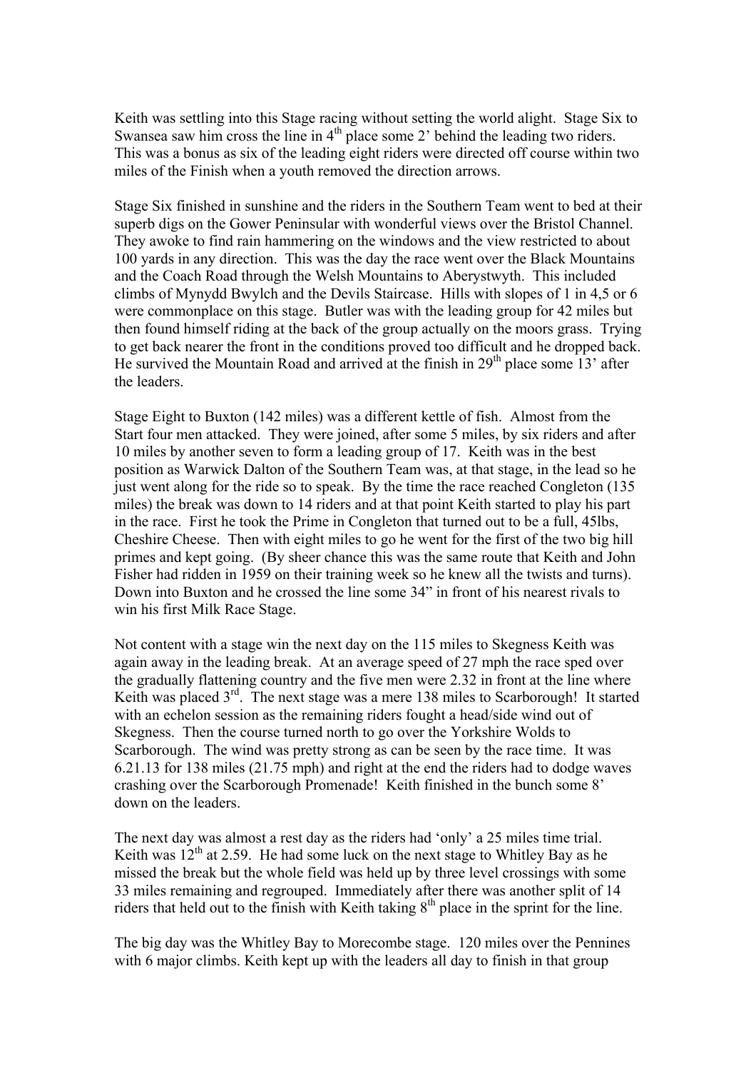Keith was settling into this Stage racing without setting the world alight. Stage Six to Swansea saw him cross the line in 4th place some 2' behind the leading two riders. This was a bonus as six of the leading eight riders were directed off course within two miles of the Finish when a youth removed the direction arrows.

Stage Six finished in sunshine and the riders in the Southern Team went to bed at their superb digs on the Gower Peninsular with wonderful views over the Bristol Channel. They awoke to find rain hammering on the windows and the view restricted to about 100 yards in any direction. This was the day the race went over the Black Mountains and the Coach Road through the Welsh Mountains to Aberystwyth. This included climbs of Mynydd Bwylch and the Devils Staircase. Hills with slopes of 1 in 4,5 or 6 were commonplace on this stage. Butler was with the leading group for 42 miles but then found himself riding at the back of the group actually on the moors grass. Trying to get back nearer the front in the conditions proved too difficult and he dropped back. He survived the Mountain Road and arrived at the finish in 29th place some 13' after the leaders.

Stage Eight to Buxton (142 miles) was a different kettle of fish. Almost from the Start four men attacked. They were joined, after some 5 miles, by six riders and after 10 miles by another seven to form a leading group of 17. Keith was in the best position as Warwick Dalton of the Southern Team was, at that stage, in the lead so he just went along for the ride so to speak. By the time the race reached Congleton (135 miles) the break was down to 14 riders and at that point Keith started to play his part in the race. First he took the Prime in Congleton that turned out to be a full, 45lbs, Cheshire Cheese. Then with eight miles to go he went for the first of the two big hill primes and kept going. (By sheer chance this was the same route that Keith and John Fisher had ridden in 1959 on their training week so he knew all the twists and turns). Down into Buxton and he crossed the line some 34" in front of his nearest rivals to win his first Milk Race Stage.

Not content with a stage win the next day on the 115 miles to Skegness Keith was again away in the leading break. At an average speed of 27 mph the race sped over the gradually flattening country and the five men were 2.32 in front at the line where Keith was placed 3rd. The next stage was a mere 138 miles to Scarborough! It started with an echelon session as the remaining riders fought a head/side wind out of Skegness. Then the course turned north to go over the Yorkshire Wolds to Scarborough. The wind was pretty strong as can be seen by the race time. It was 6.21.13 for 138 miles (21.75 mph) and right at the end the riders had to dodge waves crashing over the Scarborough Promenade! Keith finished in the bunch some 8' down on the leaders.

The next day was almost a rest day as the riders had 'only' a 25 miles time trial. Keith was 12th at 2.59. He had some luck on the next stage to Whitley Bay as he missed the break but the whole field was held up by three level crossings with some 33 miles remaining and regrouped. Immediately after there was another split of 14 riders that held out to the finish with Keith taking 8th place in the sprint for the line.

The big day was the Whitley Bay to Morecombe stage. 120 miles over the Pennines with 6 major climbs. Keith kept up with the leaders all day to finish in that group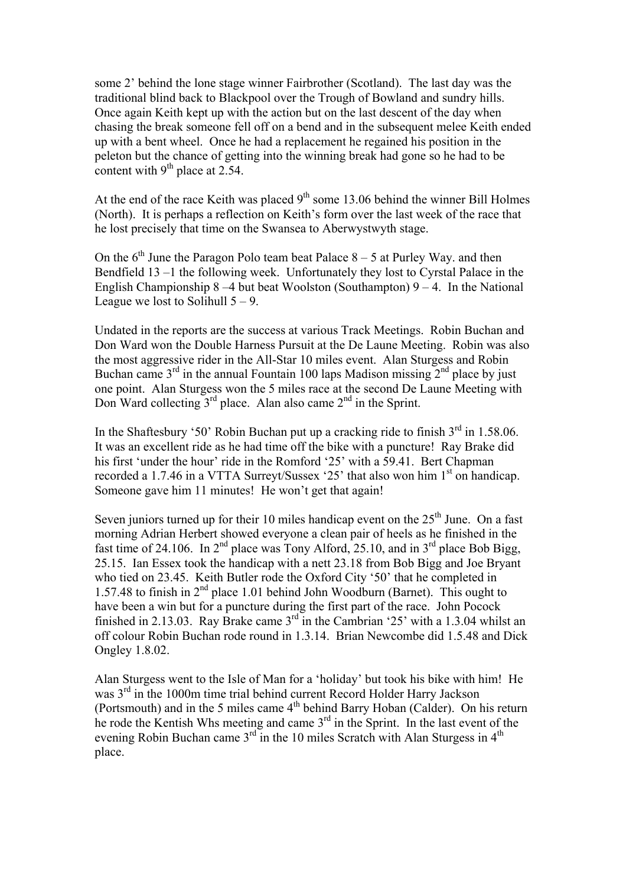some 2' behind the lone stage winner Fairbrother (Scotland). The last day was the traditional blind back to Blackpool over the Trough of Bowland and sundry hills. Once again Keith kept up with the action but on the last descent of the day when chasing the break someone fell off on a bend and in the subsequent melee Keith ended up with a bent wheel. Once he had a replacement he regained his position in the peleton but the chance of getting into the winning break had gone so he had to be content with 9th place at 2.54.

At the end of the race Keith was placed 9th some 13.06 behind the winner Bill Holmes (North). It is perhaps a reflection on Keith's form over the last week of the race that he lost precisely that time on the Swansea to Aberwystwyth stage.

On the 6th June the Paragon Polo team beat Palace 8 – 5 at Purley Way. and then Bendfield 13 –1 the following week. Unfortunately they lost to Cyrstal Palace in the English Championship 8 –4 but beat Woolston (Southampton) 9 – 4. In the National League we lost to Solihull 5 – 9.

Undated in the reports are the success at various Track Meetings. Robin Buchan and Don Ward won the Double Harness Pursuit at the De Laune Meeting. Robin was also the most aggressive rider in the All-Star 10 miles event. Alan Sturgess and Robin Buchan came 3rd in the annual Fountain 100 laps Madison missing 2nd place by just one point. Alan Sturgess won the 5 miles race at the second De Laune Meeting with Don Ward collecting 3rd place. Alan also came 2nd in the Sprint.

In the Shaftesbury '50' Robin Buchan put up a cracking ride to finish 3rd in 1.58.06. It was an excellent ride as he had time off the bike with a puncture! Ray Brake did his first 'under the hour' ride in the Romford '25' with a 59.41. Bert Chapman recorded a 1.7.46 in a VTTA Surreyt/Sussex '25' that also won him 1st on handicap. Someone gave him 11 minutes! He won't get that again!

Seven juniors turned up for their 10 miles handicap event on the 25th June. On a fast morning Adrian Herbert showed everyone a clean pair of heels as he finished in the fast time of 24.106. In 2nd place was Tony Alford, 25.10, and in 3rd place Bob Bigg, 25.15. Ian Essex took the handicap with a nett 23.18 from Bob Bigg and Joe Bryant who tied on 23.45. Keith Butler rode the Oxford City '50' that he completed in 1.57.48 to finish in 2nd place 1.01 behind John Woodburn (Barnet). This ought to have been a win but for a puncture during the first part of the race. John Pocock finished in 2.13.03. Ray Brake came 3rd in the Cambrian '25' with a 1.3.04 whilst an off colour Robin Buchan rode round in 1.3.14. Brian Newcombe did 1.5.48 and Dick Ongley 1.8.02.

Alan Sturgess went to the Isle of Man for a 'holiday' but took his bike with him! He was 3rd in the 1000m time trial behind current Record Holder Harry Jackson (Portsmouth) and in the 5 miles came 4th behind Barry Hoban (Calder). On his return he rode the Kentish Whs meeting and came 3rd in the Sprint. In the last event of the evening Robin Buchan came 3rd in the 10 miles Scratch with Alan Sturgess in 4th place.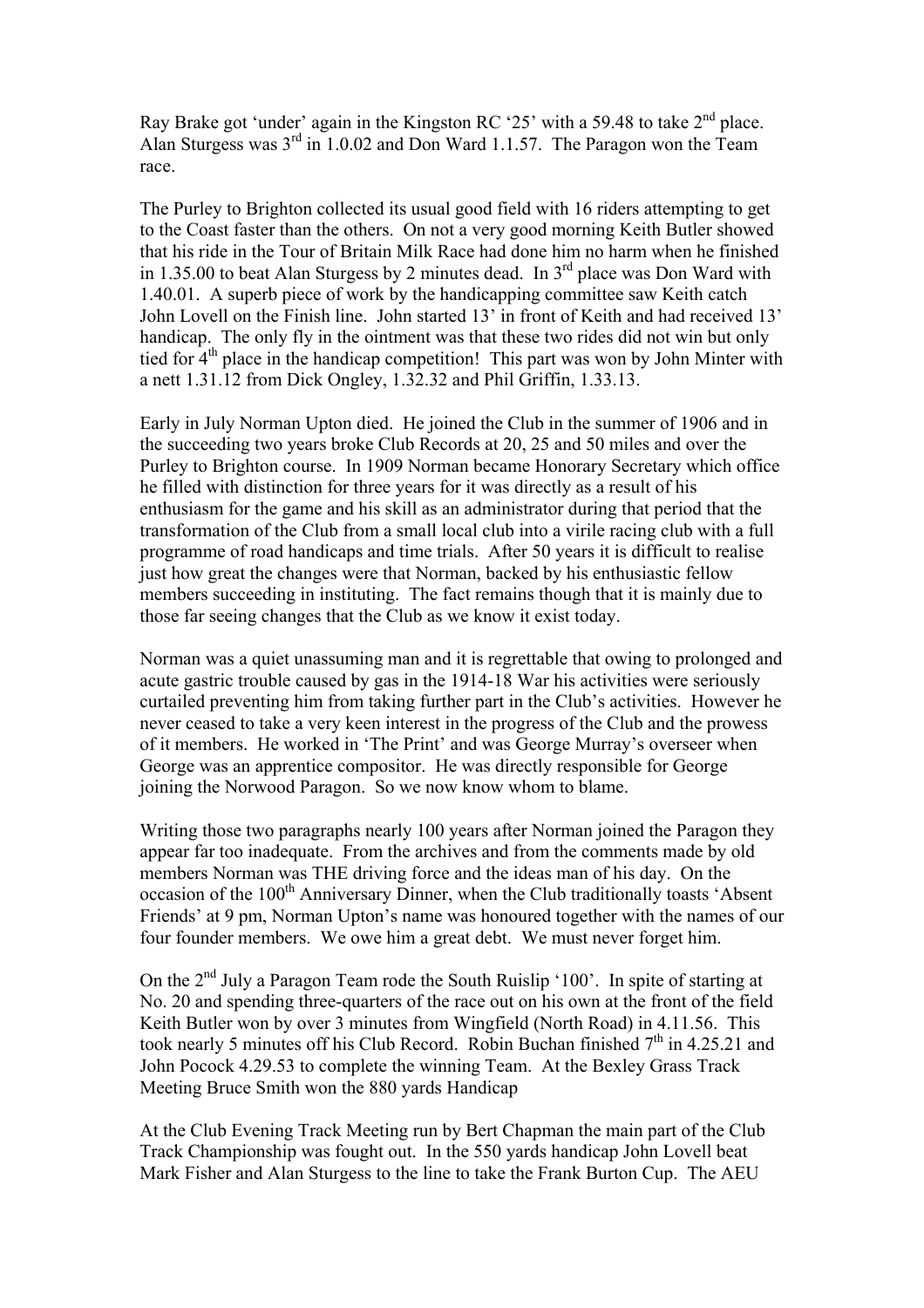Ray Brake got 'under' again in the Kingston RC '25' with a 59.48 to take 2nd place. Alan Sturgess was 3rd in 1.0.02 and Don Ward 1.1.57. The Paragon won the Team race.

The Purley to Brighton collected its usual good field with 16 riders attempting to get to the Coast faster than the others. On not a very good morning Keith Butler showed that his ride in the Tour of Britain Milk Race had done him no harm when he finished in 1.35.00 to beat Alan Sturgess by 2 minutes dead. In 3rd place was Don Ward with 1.40.01. A superb piece of work by the handicapping committee saw Keith catch John Lovell on the Finish line. John started 13' in front of Keith and had received 13' handicap. The only fly in the ointment was that these two rides did not win but only tied for 4th place in the handicap competition! This part was won by John Minter with a nett 1.31.12 from Dick Ongley, 1.32.32 and Phil Griffin, 1.33.13.

Early in July Norman Upton died. He joined the Club in the summer of 1906 and in the succeeding two years broke Club Records at 20, 25 and 50 miles and over the Purley to Brighton course. In 1909 Norman became Honorary Secretary which office he filled with distinction for three years for it was directly as a result of his enthusiasm for the game and his skill as an administrator during that period that the transformation of the Club from a small local club into a virile racing club with a full programme of road handicaps and time trials. After 50 years it is difficult to realise just how great the changes were that Norman, backed by his enthusiastic fellow members succeeding in instituting. The fact remains though that it is mainly due to those far seeing changes that the Club as we know it exist today.

Norman was a quiet unassuming man and it is regrettable that owing to prolonged and acute gastric trouble caused by gas in the 1914-18 War his activities were seriously curtailed preventing him from taking further part in the Club's activities. However he never ceased to take a very keen interest in the progress of the Club and the prowess of it members. He worked in 'The Print' and was George Murray's overseer when George was an apprentice compositor. He was directly responsible for George joining the Norwood Paragon. So we now know whom to blame.

Writing those two paragraphs nearly 100 years after Norman joined the Paragon they appear far too inadequate. From the archives and from the comments made by old members Norman was THE driving force and the ideas man of his day. On the occasion of the 100th Anniversary Dinner, when the Club traditionally toasts 'Absent Friends' at 9 pm, Norman Upton's name was honoured together with the names of our four founder members. We owe him a great debt. We must never forget him.

On the 2nd July a Paragon Team rode the South Ruislip '100'. In spite of starting at No. 20 and spending three-quarters of the race out on his own at the front of the field Keith Butler won by over 3 minutes from Wingfield (North Road) in 4.11.56. This took nearly 5 minutes off his Club Record. Robin Buchan finished 7th in 4.25.21 and John Pocock 4.29.53 to complete the winning Team. At the Bexley Grass Track Meeting Bruce Smith won the 880 yards Handicap

At the Club Evening Track Meeting run by Bert Chapman the main part of the Club Track Championship was fought out. In the 550 yards handicap John Lovell beat Mark Fisher and Alan Sturgess to the line to take the Frank Burton Cup. The AEU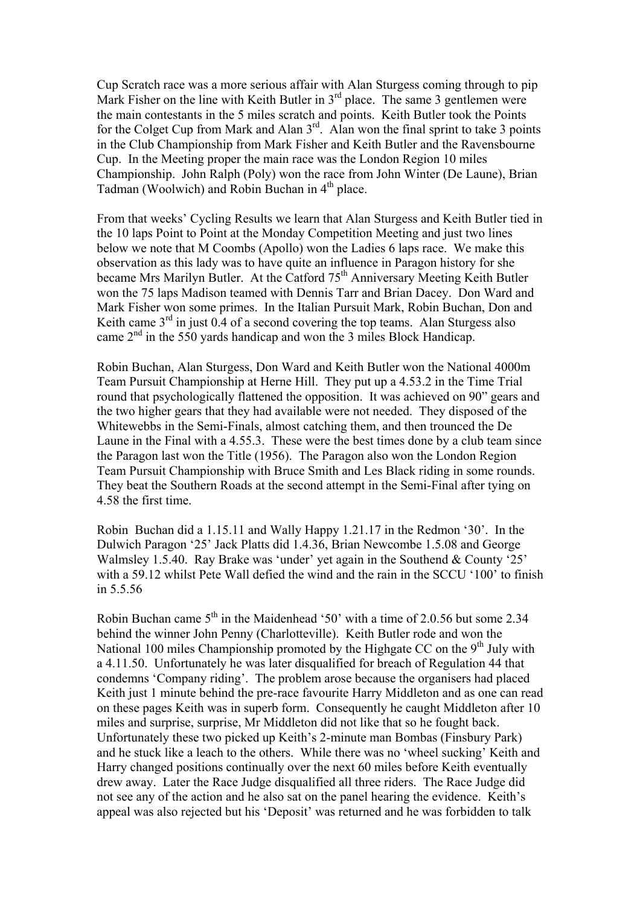Cup Scratch race was a more serious affair with Alan Sturgess coming through to pip Mark Fisher on the line with Keith Butler in 3rd place. The same 3 gentlemen were the main contestants in the 5 miles scratch and points. Keith Butler took the Points for the Colget Cup from Mark and Alan 3rd. Alan won the final sprint to take 3 points in the Club Championship from Mark Fisher and Keith Butler and the Ravensbourne Cup. In the Meeting proper the main race was the London Region 10 miles Championship. John Ralph (Poly) won the race from John Winter (De Laune), Brian Tadman (Woolwich) and Robin Buchan in 4th place.

From that weeks' Cycling Results we learn that Alan Sturgess and Keith Butler tied in the 10 laps Point to Point at the Monday Competition Meeting and just two lines below we note that M Coombs (Apollo) won the Ladies 6 laps race. We make this observation as this lady was to have quite an influence in Paragon history for she became Mrs Marilyn Butler. At the Catford 75th Anniversary Meeting Keith Butler won the 75 laps Madison teamed with Dennis Tarr and Brian Dacey. Don Ward and Mark Fisher won some primes. In the Italian Pursuit Mark, Robin Buchan, Don and Keith came 3rd in just 0.4 of a second covering the top teams. Alan Sturgess also came 2nd in the 550 yards handicap and won the 3 miles Block Handicap.

Robin Buchan, Alan Sturgess, Don Ward and Keith Butler won the National 4000m Team Pursuit Championship at Herne Hill. They put up a 4.53.2 in the Time Trial round that psychologically flattened the opposition. It was achieved on 90" gears and the two higher gears that they had available were not needed. They disposed of the Whitewebbs in the Semi-Finals, almost catching them, and then trounced the De Laune in the Final with a 4.55.3. These were the best times done by a club team since the Paragon last won the Title (1956). The Paragon also won the London Region Team Pursuit Championship with Bruce Smith and Les Black riding in some rounds. They beat the Southern Roads at the second attempt in the Semi-Final after tying on 4.58 the first time.

Robin Buchan did a 1.15.11 and Wally Happy 1.21.17 in the Redmon '30'. In the Dulwich Paragon '25' Jack Platts did 1.4.36, Brian Newcombe 1.5.08 and George Walmsley 1.5.40. Ray Brake was 'under' yet again in the Southend & County '25' with a 59.12 whilst Pete Wall defied the wind and the rain in the SCCU '100' to finish in 5.5.56

Robin Buchan came 5th in the Maidenhead '50' with a time of 2.0.56 but some 2.34 behind the winner John Penny (Charlotteville). Keith Butler rode and won the National 100 miles Championship promoted by the Highgate CC on the 9th July with a 4.11.50. Unfortunately he was later disqualified for breach of Regulation 44 that condemns 'Company riding'. The problem arose because the organisers had placed Keith just 1 minute behind the pre-race favourite Harry Middleton and as one can read on these pages Keith was in superb form. Consequently he caught Middleton after 10 miles and surprise, surprise, Mr Middleton did not like that so he fought back. Unfortunately these two picked up Keith's 2-minute man Bombas (Finsbury Park) and he stuck like a leach to the others. While there was no 'wheel sucking' Keith and Harry changed positions continually over the next 60 miles before Keith eventually drew away. Later the Race Judge disqualified all three riders. The Race Judge did not see any of the action and he also sat on the panel hearing the evidence. Keith's appeal was also rejected but his 'Deposit' was returned and he was forbidden to talk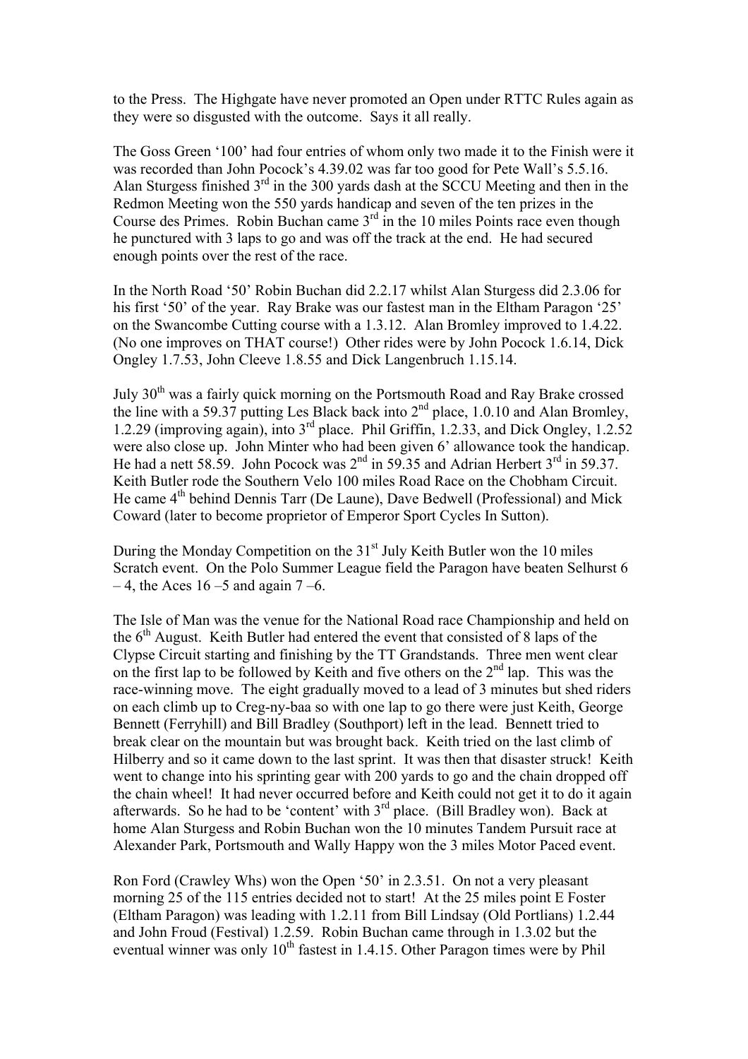to the Press. The Highgate have never promoted an Open under RTTC Rules again as they were so disgusted with the outcome. Says it all really.

The Goss Green '100' had four entries of whom only two made it to the Finish were it was recorded than John Pocock's 4.39.02 was far too good for Pete Wall's 5.5.16. Alan Sturgess finished 3rd in the 300 yards dash at the SCCU Meeting and then in the Redmon Meeting won the 550 yards handicap and seven of the ten prizes in the Course des Primes. Robin Buchan came 3rd in the 10 miles Points race even though he punctured with 3 laps to go and was off the track at the end. He had secured enough points over the rest of the race.

In the North Road '50' Robin Buchan did 2.2.17 whilst Alan Sturgess did 2.3.06 for his first '50' of the year. Ray Brake was our fastest man in the Eltham Paragon '25' on the Swancombe Cutting course with a 1.3.12. Alan Bromley improved to 1.4.22. (No one improves on THAT course!) Other rides were by John Pocock 1.6.14, Dick Ongley 1.7.53, John Cleeve 1.8.55 and Dick Langenbruch 1.15.14.

July 30th was a fairly quick morning on the Portsmouth Road and Ray Brake crossed the line with a 59.37 putting Les Black back into 2nd place, 1.0.10 and Alan Bromley, 1.2.29 (improving again), into 3rd place. Phil Griffin, 1.2.33, and Dick Ongley, 1.2.52 were also close up. John Minter who had been given 6' allowance took the handicap. He had a nett 58.59. John Pocock was 2nd in 59.35 and Adrian Herbert 3rd in 59.37. Keith Butler rode the Southern Velo 100 miles Road Race on the Chobham Circuit. He came 4th behind Dennis Tarr (De Laune), Dave Bedwell (Professional) and Mick Coward (later to become proprietor of Emperor Sport Cycles In Sutton).

During the Monday Competition on the 31st July Keith Butler won the 10 miles Scratch event. On the Polo Summer League field the Paragon have beaten Selhurst 6 – 4, the Aces 16 –5 and again 7 –6.

The Isle of Man was the venue for the National Road race Championship and held on the 6th August. Keith Butler had entered the event that consisted of 8 laps of the Clypse Circuit starting and finishing by the TT Grandstands. Three men went clear on the first lap to be followed by Keith and five others on the 2nd lap. This was the race-winning move. The eight gradually moved to a lead of 3 minutes but shed riders on each climb up to Creg-ny-baa so with one lap to go there were just Keith, George Bennett (Ferryhill) and Bill Bradley (Southport) left in the lead. Bennett tried to break clear on the mountain but was brought back. Keith tried on the last climb of Hilberry and so it came down to the last sprint. It was then that disaster struck! Keith went to change into his sprinting gear with 200 yards to go and the chain dropped off the chain wheel! It had never occurred before and Keith could not get it to do it again afterwards. So he had to be 'content' with 3rd place. (Bill Bradley won). Back at home Alan Sturgess and Robin Buchan won the 10 minutes Tandem Pursuit race at Alexander Park, Portsmouth and Wally Happy won the 3 miles Motor Paced event.

Ron Ford (Crawley Whs) won the Open '50' in 2.3.51. On not a very pleasant morning 25 of the 115 entries decided not to start! At the 25 miles point E Foster (Eltham Paragon) was leading with 1.2.11 from Bill Lindsay (Old Portlians) 1.2.44 and John Froud (Festival) 1.2.59. Robin Buchan came through in 1.3.02 but the eventual winner was only 10th fastest in 1.4.15. Other Paragon times were by Phil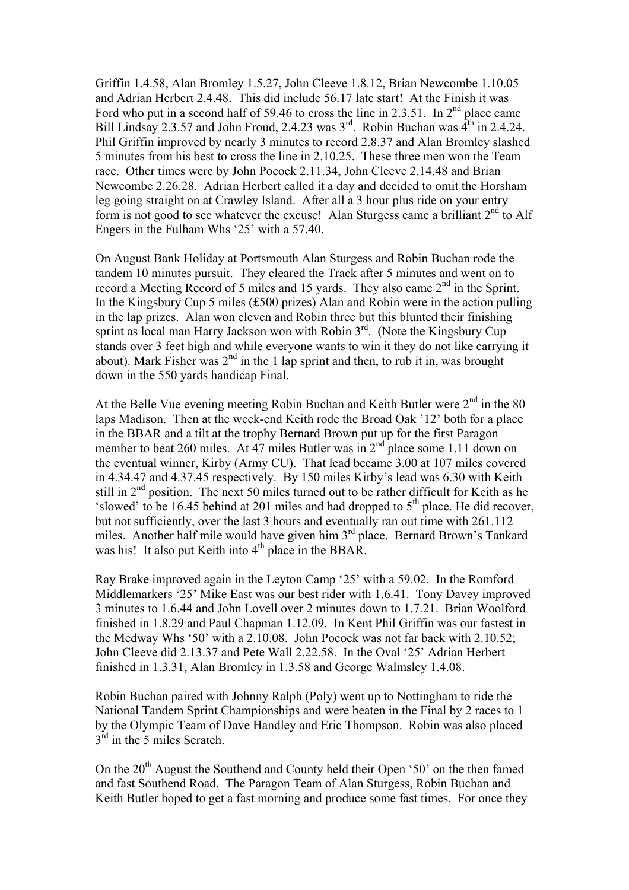Griffin 1.4.58, Alan Bromley 1.5.27, John Cleeve 1.8.12, Brian Newcombe 1.10.05 and Adrian Herbert 2.4.48. This did include 56.17 late start! At the Finish it was Ford who put in a second half of 59.46 to cross the line in 2.3.51. In 2nd place came Bill Lindsay 2.3.57 and John Froud, 2.4.23 was 3rd. Robin Buchan was 4th in 2.4.24. Phil Griffin improved by nearly 3 minutes to record 2.8.37 and Alan Bromley slashed 5 minutes from his best to cross the line in 2.10.25. These three men won the Team race. Other times were by John Pocock 2.11.34, John Cleeve 2.14.48 and Brian Newcombe 2.26.28. Adrian Herbert called it a day and decided to omit the Horsham leg going straight on at Crawley Island. After all a 3 hour plus ride on your entry form is not good to see whatever the excuse! Alan Sturgess came a brilliant 2nd to Alf Engers in the Fulham Whs '25' with a 57.40.

On August Bank Holiday at Portsmouth Alan Sturgess and Robin Buchan rode the tandem 10 minutes pursuit. They cleared the Track after 5 minutes and went on to record a Meeting Record of 5 miles and 15 yards. They also came 2nd in the Sprint. In the Kingsbury Cup 5 miles (£500 prizes) Alan and Robin were in the action pulling in the lap prizes. Alan won eleven and Robin three but this blunted their finishing sprint as local man Harry Jackson won with Robin 3rd. (Note the Kingsbury Cup stands over 3 feet high and while everyone wants to win it they do not like carrying it about). Mark Fisher was 2nd in the 1 lap sprint and then, to rub it in, was brought down in the 550 yards handicap Final.

At the Belle Vue evening meeting Robin Buchan and Keith Butler were 2nd in the 80 laps Madison. Then at the week-end Keith rode the Broad Oak '12' both for a place in the BBAR and a tilt at the trophy Bernard Brown put up for the first Paragon member to beat 260 miles. At 47 miles Butler was in 2nd place some 1.11 down on the eventual winner, Kirby (Army CU). That lead became 3.00 at 107 miles covered in 4.34.47 and 4.37.45 respectively. By 150 miles Kirby's lead was 6.30 with Keith still in 2nd position. The next 50 miles turned out to be rather difficult for Keith as he 'slowed' to be 16.45 behind at 201 miles and had dropped to 5th place. He did recover, but not sufficiently, over the last 3 hours and eventually ran out time with 261.112 miles. Another half mile would have given him 3rd place. Bernard Brown's Tankard was his! It also put Keith into 4th place in the BBAR.

Ray Brake improved again in the Leyton Camp '25' with a 59.02. In the Romford Middlemarkers '25' Mike East was our best rider with 1.6.41. Tony Davey improved 3 minutes to 1.6.44 and John Lovell over 2 minutes down to 1.7.21. Brian Woolford finished in 1.8.29 and Paul Chapman 1.12.09. In Kent Phil Griffin was our fastest in the Medway Whs '50' with a 2.10.08. John Pocock was not far back with 2.10.52; John Cleeve did 2.13.37 and Pete Wall 2.22.58. In the Oval '25' Adrian Herbert finished in 1.3.31, Alan Bromley in 1.3.58 and George Walmsley 1.4.08.

Robin Buchan paired with Johnny Ralph (Poly) went up to Nottingham to ride the National Tandem Sprint Championships and were beaten in the Final by 2 races to 1 by the Olympic Team of Dave Handley and Eric Thompson. Robin was also placed 3rd in the 5 miles Scratch.

On the 20th August the Southend and County held their Open '50' on the then famed and fast Southend Road. The Paragon Team of Alan Sturgess, Robin Buchan and Keith Butler hoped to get a fast morning and produce some fast times. For once they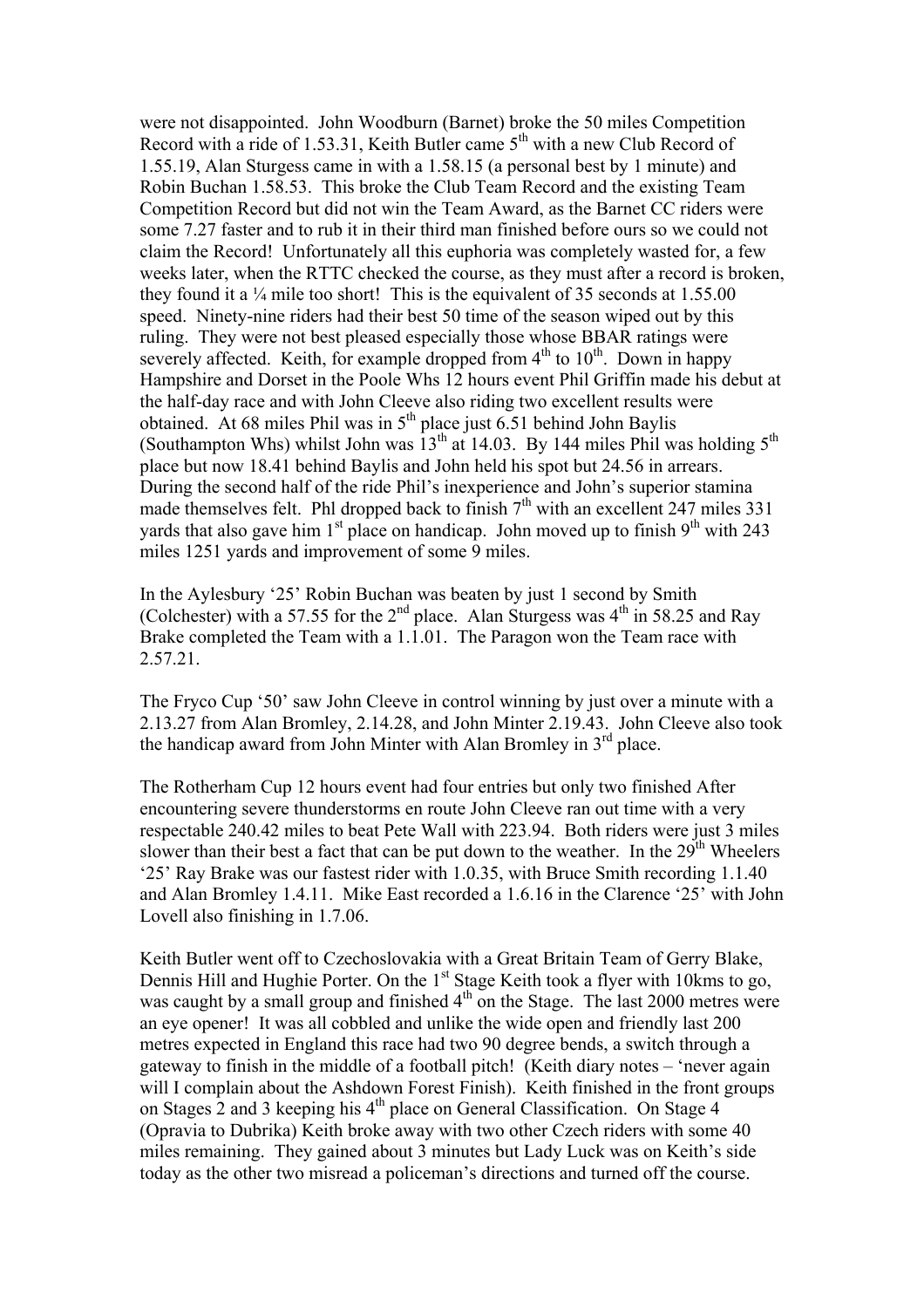were not disappointed. John Woodburn (Barnet) broke the 50 miles Competition Record with a ride of 1.53.31, Keith Butler came 5th with a new Club Record of 1.55.19, Alan Sturgess came in with a 1.58.15 (a personal best by 1 minute) and Robin Buchan 1.58.53. This broke the Club Team Record and the existing Team Competition Record but did not win the Team Award, as the Barnet CC riders were some 7.27 faster and to rub it in their third man finished before ours so we could not claim the Record! Unfortunately all this euphoria was completely wasted for, a few weeks later, when the RTTC checked the course, as they must after a record is broken, they found it a ¼ mile too short! This is the equivalent of 35 seconds at 1.55.00 speed. Ninety-nine riders had their best 50 time of the season wiped out by this ruling. They were not best pleased especially those whose BBAR ratings were severely affected. Keith, for example dropped from 4th to 10th. Down in happy Hampshire and Dorset in the Poole Whs 12 hours event Phil Griffin made his debut at the half-day race and with John Cleeve also riding two excellent results were obtained. At 68 miles Phil was in 5th place just 6.51 behind John Baylis (Southampton Whs) whilst John was 13th at 14.03. By 144 miles Phil was holding 5th place but now 18.41 behind Baylis and John held his spot but 24.56 in arrears. During the second half of the ride Phil's inexperience and John's superior stamina made themselves felt. Phl dropped back to finish 7th with an excellent 247 miles 331 yards that also gave him 1st place on handicap. John moved up to finish 9th with 243 miles 1251 yards and improvement of some 9 miles.

In the Aylesbury '25' Robin Buchan was beaten by just 1 second by Smith (Colchester) with a 57.55 for the 2nd place. Alan Sturgess was 4th in 58.25 and Ray Brake completed the Team with a 1.1.01. The Paragon won the Team race with 2.57.21.

The Fryco Cup '50' saw John Cleeve in control winning by just over a minute with a 2.13.27 from Alan Bromley, 2.14.28, and John Minter 2.19.43. John Cleeve also took the handicap award from John Minter with Alan Bromley in 3rd place.

The Rotherham Cup 12 hours event had four entries but only two finished After encountering severe thunderstorms en route John Cleeve ran out time with a very respectable 240.42 miles to beat Pete Wall with 223.94. Both riders were just 3 miles slower than their best a fact that can be put down to the weather. In the 29th Wheelers '25' Ray Brake was our fastest rider with 1.0.35, with Bruce Smith recording 1.1.40 and Alan Bromley 1.4.11. Mike East recorded a 1.6.16 in the Clarence '25' with John Lovell also finishing in 1.7.06.

Keith Butler went off to Czechoslovakia with a Great Britain Team of Gerry Blake, Dennis Hill and Hughie Porter. On the 1st Stage Keith took a flyer with 10kms to go, was caught by a small group and finished 4th on the Stage. The last 2000 metres were an eye opener! It was all cobbled and unlike the wide open and friendly last 200 metres expected in England this race had two 90 degree bends, a switch through a gateway to finish in the middle of a football pitch! (Keith diary notes – 'never again will I complain about the Ashdown Forest Finish). Keith finished in the front groups on Stages 2 and 3 keeping his 4th place on General Classification. On Stage 4 (Opravia to Dubrika) Keith broke away with two other Czech riders with some 40 miles remaining. They gained about 3 minutes but Lady Luck was on Keith's side today as the other two misread a policeman's directions and turned off the course.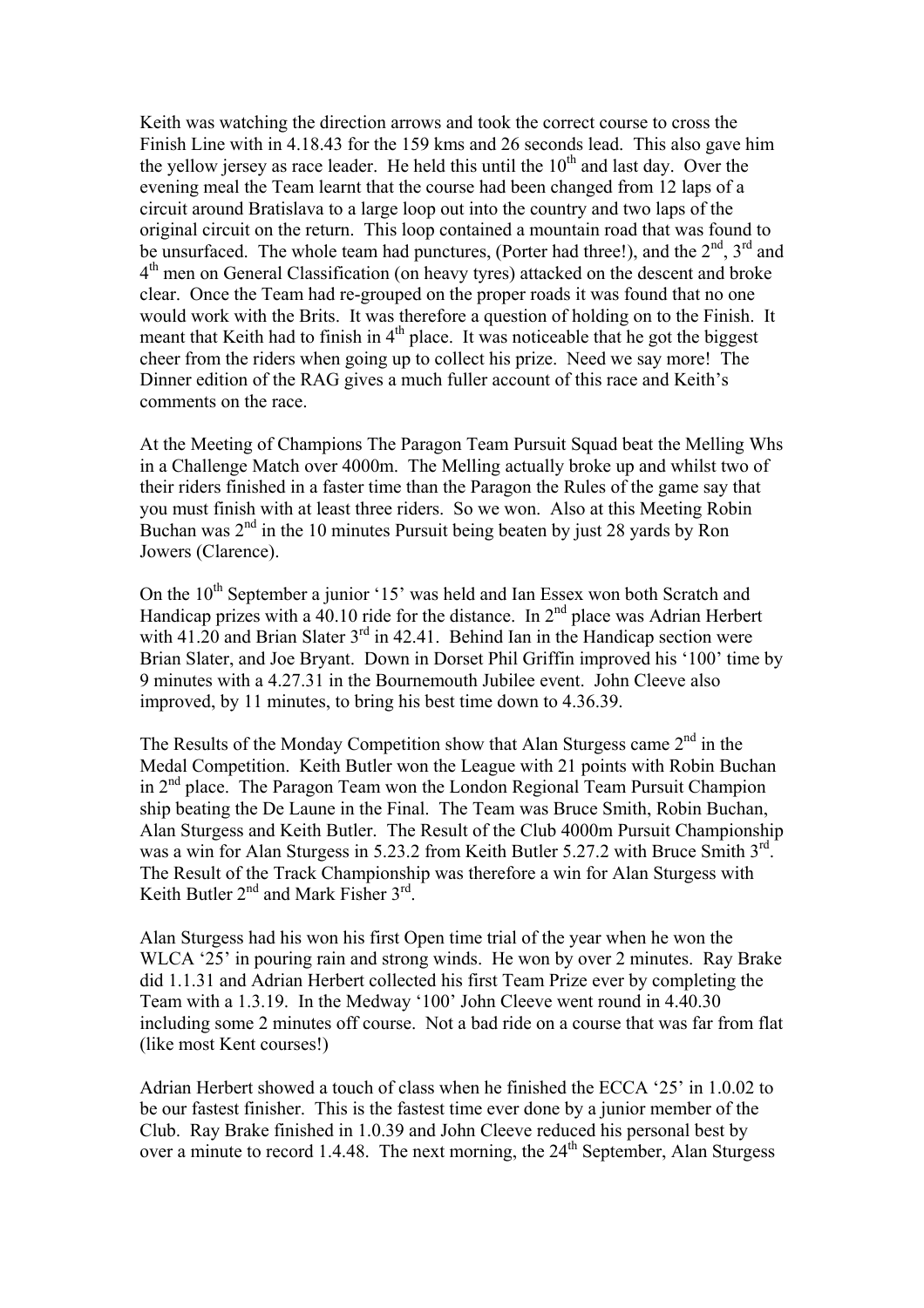Keith was watching the direction arrows and took the correct course to cross the Finish Line with in 4.18.43 for the 159 kms and 26 seconds lead. This also gave him the yellow jersey as race leader. He held this until the 10th and last day. Over the evening meal the Team learnt that the course had been changed from 12 laps of a circuit around Bratislava to a large loop out into the country and two laps of the original circuit on the return. This loop contained a mountain road that was found to be unsurfaced. The whole team had punctures, (Porter had three!), and the 2nd, 3rd and 4th men on General Classification (on heavy tyres) attacked on the descent and broke clear. Once the Team had re-grouped on the proper roads it was found that no one would work with the Brits. It was therefore a question of holding on to the Finish. It meant that Keith had to finish in 4th place. It was noticeable that he got the biggest cheer from the riders when going up to collect his prize. Need we say more! The Dinner edition of the RAG gives a much fuller account of this race and Keith's comments on the race.

At the Meeting of Champions The Paragon Team Pursuit Squad beat the Melling Whs in a Challenge Match over 4000m. The Melling actually broke up and whilst two of their riders finished in a faster time than the Paragon the Rules of the game say that you must finish with at least three riders. So we won. Also at this Meeting Robin Buchan was 2nd in the 10 minutes Pursuit being beaten by just 28 yards by Ron Jowers (Clarence).

On the 10th September a junior '15' was held and Ian Essex won both Scratch and Handicap prizes with a 40.10 ride for the distance. In 2nd place was Adrian Herbert with 41.20 and Brian Slater 3rd in 42.41. Behind Ian in the Handicap section were Brian Slater, and Joe Bryant. Down in Dorset Phil Griffin improved his '100' time by 9 minutes with a 4.27.31 in the Bournemouth Jubilee event. John Cleeve also improved, by 11 minutes, to bring his best time down to 4.36.39.

The Results of the Monday Competition show that Alan Sturgess came 2nd in the Medal Competition. Keith Butler won the League with 21 points with Robin Buchan in 2nd place. The Paragon Team won the London Regional Team Pursuit Champion ship beating the De Laune in the Final. The Team was Bruce Smith, Robin Buchan, Alan Sturgess and Keith Butler. The Result of the Club 4000m Pursuit Championship was a win for Alan Sturgess in 5.23.2 from Keith Butler 5.27.2 with Bruce Smith 3rd. The Result of the Track Championship was therefore a win for Alan Sturgess with Keith Butler 2nd and Mark Fisher 3rd.

Alan Sturgess had his won his first Open time trial of the year when he won the WLCA '25' in pouring rain and strong winds. He won by over 2 minutes. Ray Brake did 1.1.31 and Adrian Herbert collected his first Team Prize ever by completing the Team with a 1.3.19. In the Medway '100' John Cleeve went round in 4.40.30 including some 2 minutes off course. Not a bad ride on a course that was far from flat (like most Kent courses!)

Adrian Herbert showed a touch of class when he finished the ECCA '25' in 1.0.02 to be our fastest finisher. This is the fastest time ever done by a junior member of the Club. Ray Brake finished in 1.0.39 and John Cleeve reduced his personal best by over a minute to record 1.4.48. The next morning, the 24th September, Alan Sturgess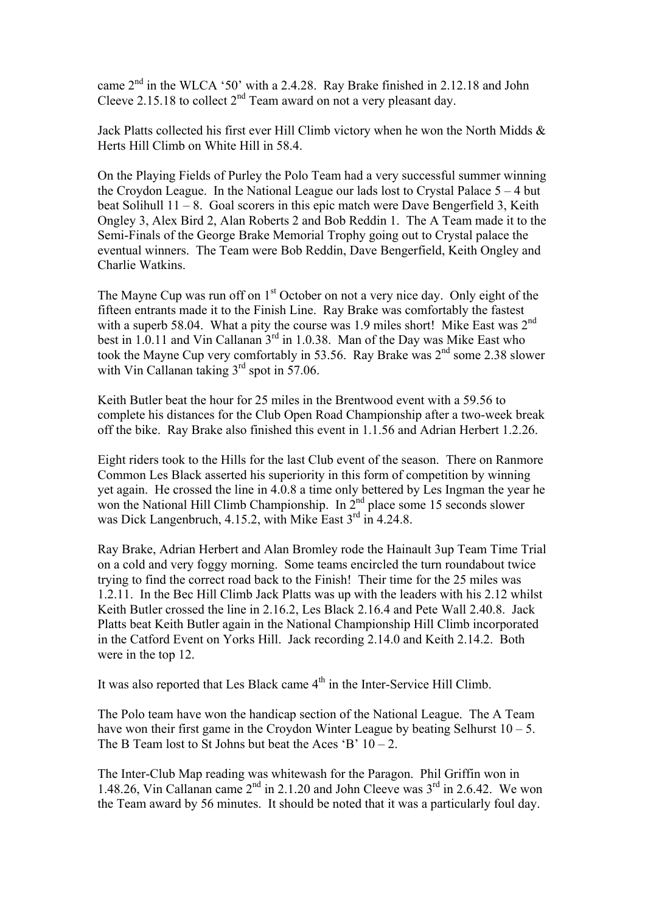came 2nd in the WLCA '50' with a 2.4.28. Ray Brake finished in 2.12.18 and John Cleeve 2.15.18 to collect 2nd Team award on not a very pleasant day.

Jack Platts collected his first ever Hill Climb victory when he won the North Midds & Herts Hill Climb on White Hill in 58.4.

On the Playing Fields of Purley the Polo Team had a very successful summer winning the Croydon League. In the National League our lads lost to Crystal Palace 5 – 4 but beat Solihull 11 – 8. Goal scorers in this epic match were Dave Bengerfield 3, Keith Ongley 3, Alex Bird 2, Alan Roberts 2 and Bob Reddin 1. The A Team made it to the Semi-Finals of the George Brake Memorial Trophy going out to Crystal palace the eventual winners. The Team were Bob Reddin, Dave Bengerfield, Keith Ongley and Charlie Watkins.

The Mayne Cup was run off on 1st October on not a very nice day. Only eight of the fifteen entrants made it to the Finish Line. Ray Brake was comfortably the fastest with a superb 58.04. What a pity the course was 1.9 miles short! Mike East was 2nd best in 1.0.11 and Vin Callanan 3rd in 1.0.38. Man of the Day was Mike East who took the Mayne Cup very comfortably in 53.56. Ray Brake was 2nd some 2.38 slower with Vin Callanan taking 3rd spot in 57.06.

Keith Butler beat the hour for 25 miles in the Brentwood event with a 59.56 to complete his distances for the Club Open Road Championship after a two-week break off the bike. Ray Brake also finished this event in 1.1.56 and Adrian Herbert 1.2.26.

Eight riders took to the Hills for the last Club event of the season. There on Ranmore Common Les Black asserted his superiority in this form of competition by winning yet again. He crossed the line in 4.0.8 a time only bettered by Les Ingman the year he won the National Hill Climb Championship. In 2nd place some 15 seconds slower was Dick Langenbruch, 4.15.2, with Mike East 3rd in 4.24.8.

Ray Brake, Adrian Herbert and Alan Bromley rode the Hainault 3up Team Time Trial on a cold and very foggy morning. Some teams encircled the turn roundabout twice trying to find the correct road back to the Finish! Their time for the 25 miles was 1.2.11. In the Bec Hill Climb Jack Platts was up with the leaders with his 2.12 whilst Keith Butler crossed the line in 2.16.2, Les Black 2.16.4 and Pete Wall 2.40.8. Jack Platts beat Keith Butler again in the National Championship Hill Climb incorporated in the Catford Event on Yorks Hill. Jack recording 2.14.0 and Keith 2.14.2. Both were in the top 12.

It was also reported that Les Black came 4th in the Inter-Service Hill Climb.

The Polo team have won the handicap section of the National League. The A Team have won their first game in the Croydon Winter League by beating Selhurst 10 – 5. The B Team lost to St Johns but beat the Aces 'B' 10 – 2.

The Inter-Club Map reading was whitewash for the Paragon. Phil Griffin won in 1.48.26, Vin Callanan came 2nd in 2.1.20 and John Cleeve was 3rd in 2.6.42. We won the Team award by 56 minutes. It should be noted that it was a particularly foul day.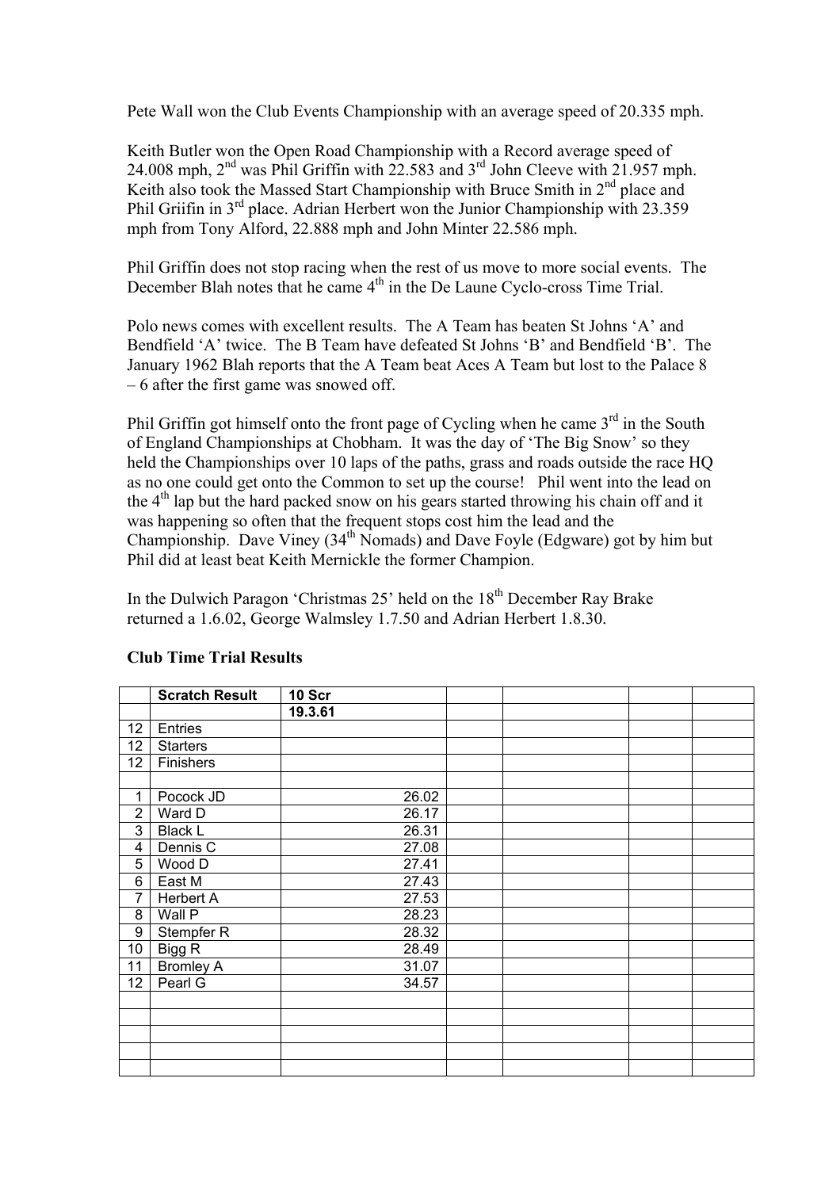Pete Wall won the Club Events Championship with an average speed of 20.335 mph.

Keith Butler won the Open Road Championship with a Record average speed of 24.008 mph, 2nd was Phil Griffin with 22.583 and 3rd John Cleeve with 21.957 mph. Keith also took the Massed Start Championship with Bruce Smith in 2nd place and Phil Griifin in 3rd place. Adrian Herbert won the Junior Championship with 23.359 mph from Tony Alford, 22.888 mph and John Minter 22.586 mph.

Phil Griffin does not stop racing when the rest of us move to more social events. The December Blah notes that he came 4th in the De Laune Cyclo-cross Time Trial.

Polo news comes with excellent results. The A Team has beaten St Johns 'A' and Bendfield 'A' twice. The B Team have defeated St Johns 'B' and Bendfield 'B'. The January 1962 Blah reports that the A Team beat Aces A Team but lost to the Palace 8 – 6 after the first game was snowed off.

Phil Griffin got himself onto the front page of Cycling when he came 3rd in the South of England Championships at Chobham. It was the day of 'The Big Snow' so they held the Championships over 10 laps of the paths, grass and roads outside the race HQ as no one could get onto the Common to set up the course! Phil went into the lead on the 4th lap but the hard packed snow on his gears started throwing his chain off and it was happening so often that the frequent stops cost him the lead and the Championship. Dave Viney (34th Nomads) and Dave Foyle (Edgware) got by him but Phil did at least beat Keith Mernickle the former Champion.

In the Dulwich Paragon 'Christmas 25' held on the 18th December Ray Brake returned a 1.6.02, George Walmsley 1.7.50 and Adrian Herbert 1.8.30.

**Club Time Trial Results**

| | **Scratch Result** | **10 Scr** | | | | |
|---|---|---|---|---|---|---|
| | | **19.3.61** | | | | |
| 12 | Entries | | | | | |
| 12 | Starters | | | | | |
| 12 | Finishers | | | | | |
| | | | | | | |
| 1 | Pocock JD | 26.02 | | | | |
| 2 | Ward D | 26.17 | | | | |
| 3 | Black L | 26.31 | | | | |
| 4 | Dennis C | 27.08 | | | | |
| 5 | Wood D | 27.41 | | | | |
| 6 | East M | 27.43 | | | | |
| 7 | Herbert A | 27.53 | | | | |
| 8 | Wall P | 28.23 | | | | |
| 9 | Stempfer R | 28.32 | | | | |
| 10 | Bigg R | 28.49 | | | | |
| 11 | Bromley A | 31.07 | | | | |
| 12 | Pearl G | 34.57 | | | | |
| | | | | | | |
| | | | | | | |
| | | | | | | |
| | | | | | | |
| | | | | | | |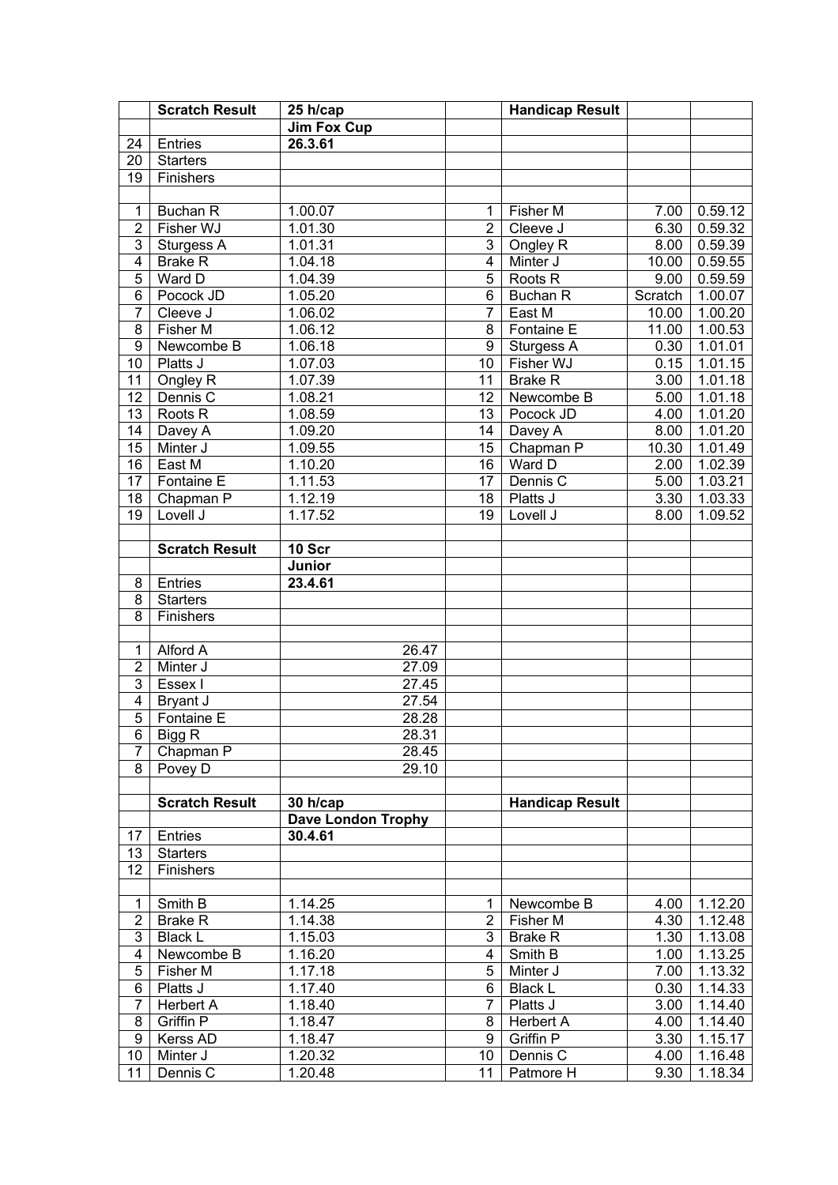|  | Scratch Result | 25 h/cap |  | Handicap Result |  |  |
|---|---|---|---|---|---|---|
|  |  | Jim Fox Cup |  |  |  |  |
| 24 | Entries | 26.3.61 |  |  |  |  |
| 20 | Starters |  |  |  |  |  |
| 19 | Finishers |  |  |  |  |  |
|  |  |  |  |  |  |  |
| 1 | Buchan R | 1.00.07 | 1 | Fisher M | 7.00 | 0.59.12 |
| 2 | Fisher WJ | 1.01.30 | 2 | Cleeve J | 6.30 | 0.59.32 |
| 3 | Sturgess A | 1.01.31 | 3 | Ongley R | 8.00 | 0.59.39 |
| 4 | Brake R | 1.04.18 | 4 | Minter J | 10.00 | 0.59.55 |
| 5 | Ward D | 1.04.39 | 5 | Roots R | 9.00 | 0.59.59 |
| 6 | Pocock JD | 1.05.20 | 6 | Buchan R | Scratch | 1.00.07 |
| 7 | Cleeve J | 1.06.02 | 7 | East M | 10.00 | 1.00.20 |
| 8 | Fisher M | 1.06.12 | 8 | Fontaine E | 11.00 | 1.00.53 |
| 9 | Newcombe B | 1.06.18 | 9 | Sturgess A | 0.30 | 1.01.01 |
| 10 | Platts J | 1.07.03 | 10 | Fisher WJ | 0.15 | 1.01.15 |
| 11 | Ongley R | 1.07.39 | 11 | Brake R | 3.00 | 1.01.18 |
| 12 | Dennis C | 1.08.21 | 12 | Newcombe B | 5.00 | 1.01.18 |
| 13 | Roots R | 1.08.59 | 13 | Pocock JD | 4.00 | 1.01.20 |
| 14 | Davey A | 1.09.20 | 14 | Davey A | 8.00 | 1.01.20 |
| 15 | Minter J | 1.09.55 | 15 | Chapman P | 10.30 | 1.01.49 |
| 16 | East M | 1.10.20 | 16 | Ward D | 2.00 | 1.02.39 |
| 17 | Fontaine E | 1.11.53 | 17 | Dennis C | 5.00 | 1.03.21 |
| 18 | Chapman P | 1.12.19 | 18 | Platts J | 3.30 | 1.03.33 |
| 19 | Lovell J | 1.17.52 | 19 | Lovell J | 8.00 | 1.09.52 |
|  |  |  |  |  |  |  |
|  | Scratch Result | 10 Scr |  |  |  |  |
|  |  | Junior |  |  |  |  |
| 8 | Entries | 23.4.61 |  |  |  |  |
| 8 | Starters |  |  |  |  |  |
| 8 | Finishers |  |  |  |  |  |
|  |  |  |  |  |  |  |
| 1 | Alford A | 26.47 |  |  |  |  |
| 2 | Minter J | 27.09 |  |  |  |  |
| 3 | Essex I | 27.45 |  |  |  |  |
| 4 | Bryant J | 27.54 |  |  |  |  |
| 5 | Fontaine E | 28.28 |  |  |  |  |
| 6 | Bigg R | 28.31 |  |  |  |  |
| 7 | Chapman P | 28.45 |  |  |  |  |
| 8 | Povey D | 29.10 |  |  |  |  |
|  |  |  |  |  |  |  |
|  | Scratch Result | 30 h/cap |  | Handicap Result |  |  |
|  |  | Dave London Trophy |  |  |  |  |
| 17 | Entries | 30.4.61 |  |  |  |  |
| 13 | Starters |  |  |  |  |  |
| 12 | Finishers |  |  |  |  |  |
|  |  |  |  |  |  |  |
| 1 | Smith B | 1.14.25 | 1 | Newcombe B | 4.00 | 1.12.20 |
| 2 | Brake R | 1.14.38 | 2 | Fisher M | 4.30 | 1.12.48 |
| 3 | Black L | 1.15.03 | 3 | Brake R | 1.30 | 1.13.08 |
| 4 | Newcombe B | 1.16.20 | 4 | Smith B | 1.00 | 1.13.25 |
| 5 | Fisher M | 1.17.18 | 5 | Minter J | 7.00 | 1.13.32 |
| 6 | Platts J | 1.17.40 | 6 | Black L | 0.30 | 1.14.33 |
| 7 | Herbert A | 1.18.40 | 7 | Platts J | 3.00 | 1.14.40 |
| 8 | Griffin P | 1.18.47 | 8 | Herbert A | 4.00 | 1.14.40 |
| 9 | Kerss AD | 1.18.47 | 9 | Griffin P | 3.30 | 1.15.17 |
| 10 | Minter J | 1.20.32 | 10 | Dennis C | 4.00 | 1.16.48 |
| 11 | Dennis C | 1.20.48 | 11 | Patmore H | 9.30 | 1.18.34 |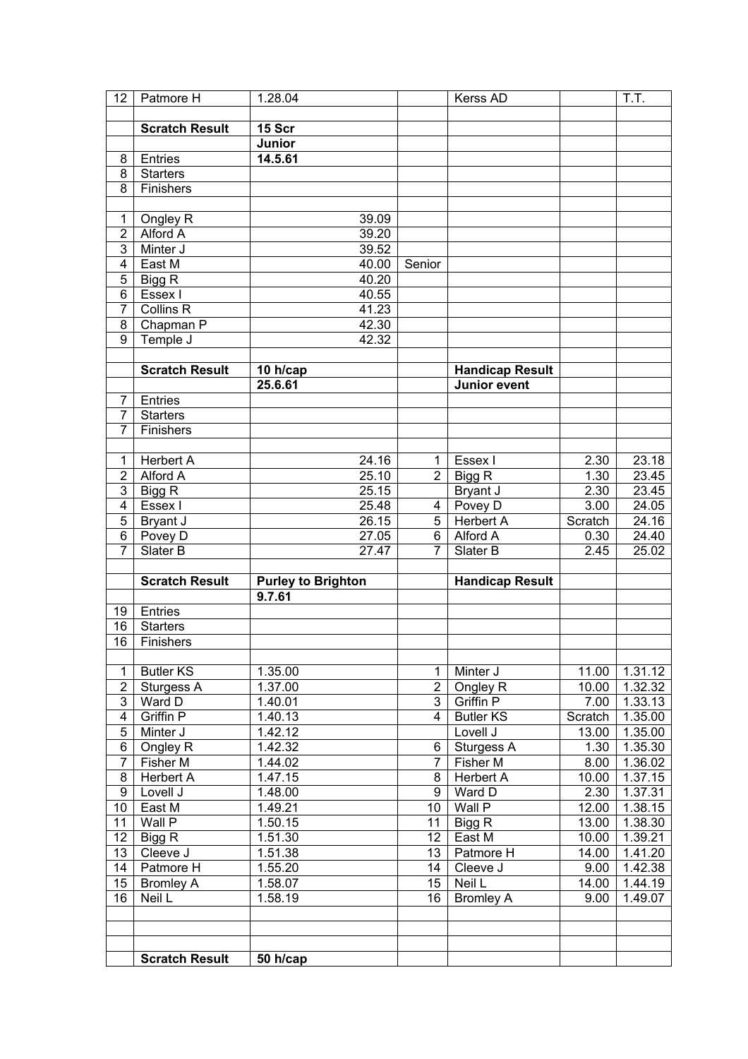| | | | | | | |
|---|---|---|---|---|---|---|
| 12 | Patmore H | 1.28.04 | | Kerss AD | | T.T. |
| | | | | | | |
| | **Scratch Result** | **15 Scr** | | | | |
| | | **Junior** | | | | |
| 8 | Entries | **14.5.61** | | | | |
| 8 | Starters | | | | | |
| 8 | Finishers | | | | | |
| | | | | | | |
| 1 | Ongley R | 39.09 | | | | |
| 2 | Alford A | 39.20 | | | | |
| 3 | Minter J | 39.52 | | | | |
| 4 | East M | 40.00 | Senior | | | |
| 5 | Bigg R | 40.20 | | | | |
| 6 | Essex I | 40.55 | | | | |
| 7 | Collins R | 41.23 | | | | |
| 8 | Chapman P | 42.30 | | | | |
| 9 | Temple J | 42.32 | | | | |
| | | | | | | |
| | **Scratch Result** | **10 h/cap** | | **Handicap Result** | | |
| | | **25.6.61** | | **Junior event** | | |
| 7 | Entries | | | | | |
| 7 | Starters | | | | | |
| 7 | Finishers | | | | | |
| | | | | | | |
| 1 | Herbert A | 24.16 | 1 | Essex I | 2.30 | 23.18 |
| 2 | Alford A | 25.10 | 2 | Bigg R | 1.30 | 23.45 |
| 3 | Bigg R | 25.15 | | Bryant J | 2.30 | 23.45 |
| 4 | Essex I | 25.48 | 4 | Povey D | 3.00 | 24.05 |
| 5 | Bryant J | 26.15 | 5 | Herbert A | Scratch | 24.16 |
| 6 | Povey D | 27.05 | 6 | Alford A | 0.30 | 24.40 |
| 7 | Slater B | 27.47 | 7 | Slater B | 2.45 | 25.02 |
| | | | | | | |
| | **Scratch Result** | **Purley to Brighton** | | **Handicap Result** | | |
| | | **9.7.61** | | | | |
| 19 | Entries | | | | | |
| 16 | Starters | | | | | |
| 16 | Finishers | | | | | |
| | | | | | | |
| 1 | Butler KS | 1.35.00 | 1 | Minter J | 11.00 | 1.31.12 |
| 2 | Sturgess A | 1.37.00 | 2 | Ongley R | 10.00 | 1.32.32 |
| 3 | Ward D | 1.40.01 | 3 | Griffin P | 7.00 | 1.33.13 |
| 4 | Griffin P | 1.40.13 | 4 | Butler KS | Scratch | 1.35.00 |
| 5 | Minter J | 1.42.12 | | Lovell J | 13.00 | 1.35.00 |
| 6 | Ongley R | 1.42.32 | 6 | Sturgess A | 1.30 | 1.35.30 |
| 7 | Fisher M | 1.44.02 | 7 | Fisher M | 8.00 | 1.36.02 |
| 8 | Herbert A | 1.47.15 | 8 | Herbert A | 10.00 | 1.37.15 |
| 9 | Lovell J | 1.48.00 | 9 | Ward D | 2.30 | 1.37.31 |
| 10 | East M | 1.49.21 | 10 | Wall P | 12.00 | 1.38.15 |
| 11 | Wall P | 1.50.15 | 11 | Bigg R | 13.00 | 1.38.30 |
| 12 | Bigg R | 1.51.30 | 12 | East M | 10.00 | 1.39.21 |
| 13 | Cleeve J | 1.51.38 | 13 | Patmore H | 14.00 | 1.41.20 |
| 14 | Patmore H | 1.55.20 | 14 | Cleeve J | 9.00 | 1.42.38 |
| 15 | Bromley A | 1.58.07 | 15 | Neil L | 14.00 | 1.44.19 |
| 16 | Neil L | 1.58.19 | 16 | Bromley A | 9.00 | 1.49.07 |
| | | | | | | |
| | | | | | | |
| | | | | | | |
| | **Scratch Result** | **50 h/cap** | | | | |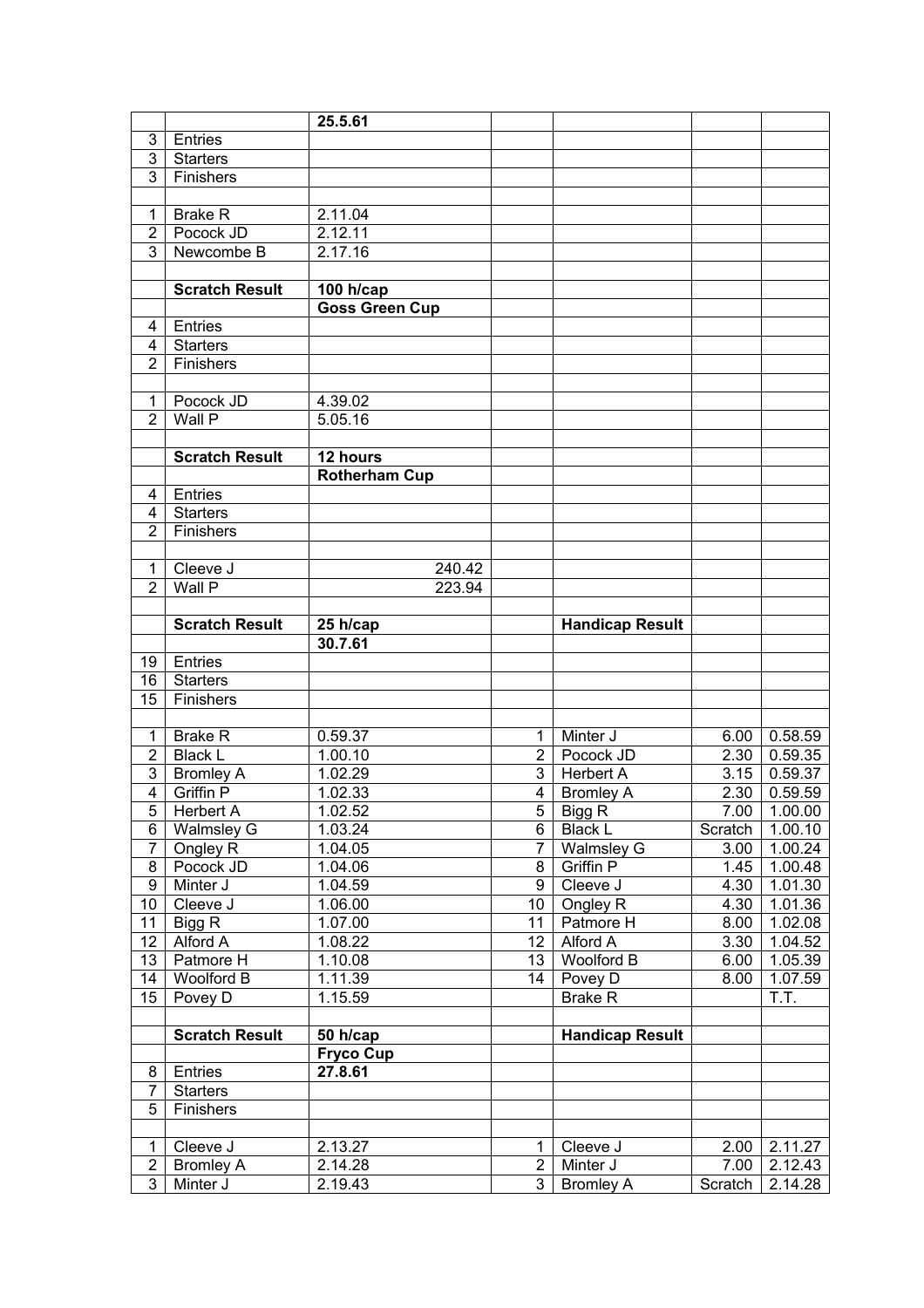| | | 25.5.61 | | | | |
|---|---|---|---|---|---|---|
| 3 | Entries | | | | | |
| 3 | Starters | | | | | |
| 3 | Finishers | | | | | |
| | | | | | | |
| 1 | Brake R | 2.11.04 | | | | |
| 2 | Pocock JD | 2.12.11 | | | | |
| 3 | Newcombe B | 2.17.16 | | | | |
| | | | | | | |
| | **Scratch Result** | **100 h/cap** | | | | |
| | | **Goss Green Cup** | | | | |
| 4 | Entries | | | | | |
| 4 | Starters | | | | | |
| 2 | Finishers | | | | | |
| | | | | | | |
| 1 | Pocock JD | 4.39.02 | | | | |
| 2 | Wall P | 5.05.16 | | | | |
| | | | | | | |
| | **Scratch Result** | **12 hours** | | | | |
| | | **Rotherham Cup** | | | | |
| 4 | Entries | | | | | |
| 4 | Starters | | | | | |
| 2 | Finishers | | | | | |
| | | | | | | |
| 1 | Cleeve J | 240.42 | | | | |
| 2 | Wall P | 223.94 | | | | |
| | | | | | | |
| | **Scratch Result** | **25 h/cap** | | **Handicap Result** | | |
| | | **30.7.61** | | | | |
| 19 | Entries | | | | | |
| 16 | Starters | | | | | |
| 15 | Finishers | | | | | |
| | | | | | | |
| 1 | Brake R | 0.59.37 | 1 | Minter J | 6.00 | 0.58.59 |
| 2 | Black L | 1.00.10 | 2 | Pocock JD | 2.30 | 0.59.35 |
| 3 | Bromley A | 1.02.29 | 3 | Herbert A | 3.15 | 0.59.37 |
| 4 | Griffin P | 1.02.33 | 4 | Bromley A | 2.30 | 0.59.59 |
| 5 | Herbert A | 1.02.52 | 5 | Bigg R | 7.00 | 1.00.00 |
| 6 | Walmsley G | 1.03.24 | 6 | Black L | Scratch | 1.00.10 |
| 7 | Ongley R | 1.04.05 | 7 | Walmsley G | 3.00 | 1.00.24 |
| 8 | Pocock JD | 1.04.06 | 8 | Griffin P | 1.45 | 1.00.48 |
| 9 | Minter J | 1.04.59 | 9 | Cleeve J | 4.30 | 1.01.30 |
| 10 | Cleeve J | 1.06.00 | 10 | Ongley R | 4.30 | 1.01.36 |
| 11 | Bigg R | 1.07.00 | 11 | Patmore H | 8.00 | 1.02.08 |
| 12 | Alford A | 1.08.22 | 12 | Alford A | 3.30 | 1.04.52 |
| 13 | Patmore H | 1.10.08 | 13 | Woolford B | 6.00 | 1.05.39 |
| 14 | Woolford B | 1.11.39 | 14 | Povey D | 8.00 | 1.07.59 |
| 15 | Povey D | 1.15.59 | | Brake R | | T.T. |
| | | | | | | |
| | **Scratch Result** | **50 h/cap** | | **Handicap Result** | | |
| | | **Fryco Cup** | | | | |
| 8 | Entries | **27.8.61** | | | | |
| 7 | Starters | | | | | |
| 5 | Finishers | | | | | |
| | | | | | | |
| 1 | Cleeve J | 2.13.27 | 1 | Cleeve J | 2.00 | 2.11.27 |
| 2 | Bromley A | 2.14.28 | 2 | Minter J | 7.00 | 2.12.43 |
| 3 | Minter J | 2.19.43 | 3 | Bromley A | Scratch | 2.14.28 |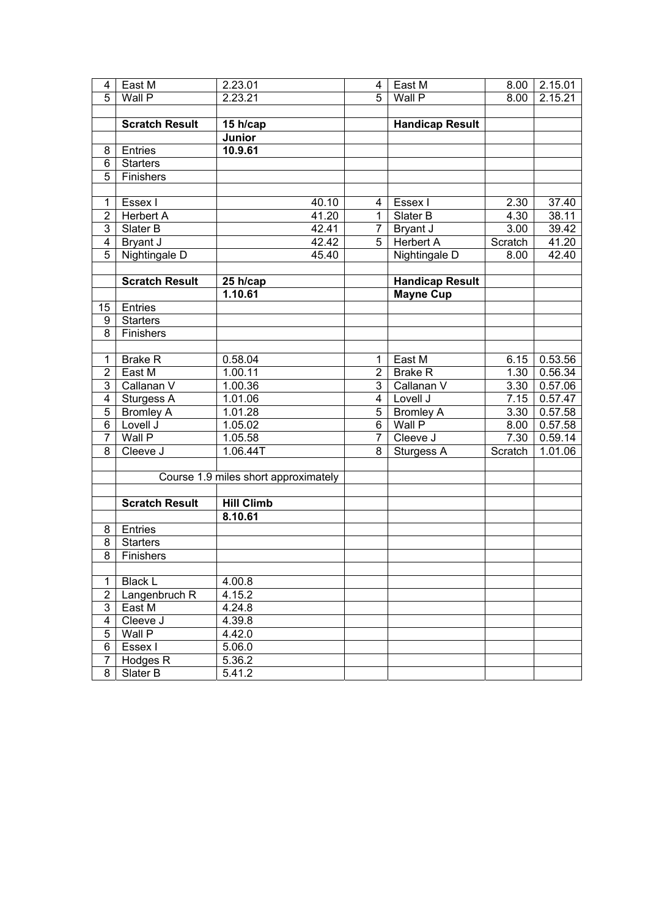| | | | | | | |
|---|---|---|---|---|---|---|
| 4 | East M | 2.23.01 | 4 | East M | 8.00 | 2.15.01 |
| 5 | Wall P | 2.23.21 | 5 | Wall P | 8.00 | 2.15.21 |
| | | | | | | |
| | **Scratch Result** | **15 h/cap** | | **Handicap Result** | | |
| | | **Junior** | | | | |
| 8 | Entries | **10.9.61** | | | | |
| 6 | Starters | | | | | |
| 5 | Finishers | | | | | |
| | | | | | | |
| 1 | Essex I | 40.10 | 4 | Essex I | 2.30 | 37.40 |
| 2 | Herbert A | 41.20 | 1 | Slater B | 4.30 | 38.11 |
| 3 | Slater B | 42.41 | 7 | Bryant J | 3.00 | 39.42 |
| 4 | Bryant J | 42.42 | 5 | Herbert A | Scratch | 41.20 |
| 5 | Nightingale D | 45.40 | | Nightingale D | 8.00 | 42.40 |
| | | | | | | |
| | **Scratch Result** | **25 h/cap** | | **Handicap Result** | | |
| | | **1.10.61** | | **Mayne Cup** | | |
| 15 | Entries | | | | | |
| 9 | Starters | | | | | |
| 8 | Finishers | | | | | |
| | | | | | | |
| 1 | Brake R | 0.58.04 | 1 | East M | 6.15 | 0.53.56 |
| 2 | East M | 1.00.11 | 2 | Brake R | 1.30 | 0.56.34 |
| 3 | Callanan V | 1.00.36 | 3 | Callanan V | 3.30 | 0.57.06 |
| 4 | Sturgess A | 1.01.06 | 4 | Lovell J | 7.15 | 0.57.47 |
| 5 | Bromley A | 1.01.28 | 5 | Bromley A | 3.30 | 0.57.58 |
| 6 | Lovell J | 1.05.02 | 6 | Wall P | 8.00 | 0.57.58 |
| 7 | Wall P | 1.05.58 | 7 | Cleeve J | 7.30 | 0.59.14 |
| 8 | Cleeve J | 1.06.44T | 8 | Sturgess A | Scratch | 1.01.06 |
| | | | | | | |
| | Course 1.9 miles short approximately | | | | | |
| | | | | | | |
| | **Scratch Result** | **Hill Climb** | | | | |
| | | **8.10.61** | | | | |
| 8 | Entries | | | | | |
| 8 | Starters | | | | | |
| 8 | Finishers | | | | | |
| | | | | | | |
| 1 | Black L | 4.00.8 | | | | |
| 2 | Langenbruch R | 4.15.2 | | | | |
| 3 | East M | 4.24.8 | | | | |
| 4 | Cleeve J | 4.39.8 | | | | |
| 5 | Wall P | 4.42.0 | | | | |
| 6 | Essex I | 5.06.0 | | | | |
| 7 | Hodges R | 5.36.2 | | | | |
| 8 | Slater B | 5.41.2 | | | | |